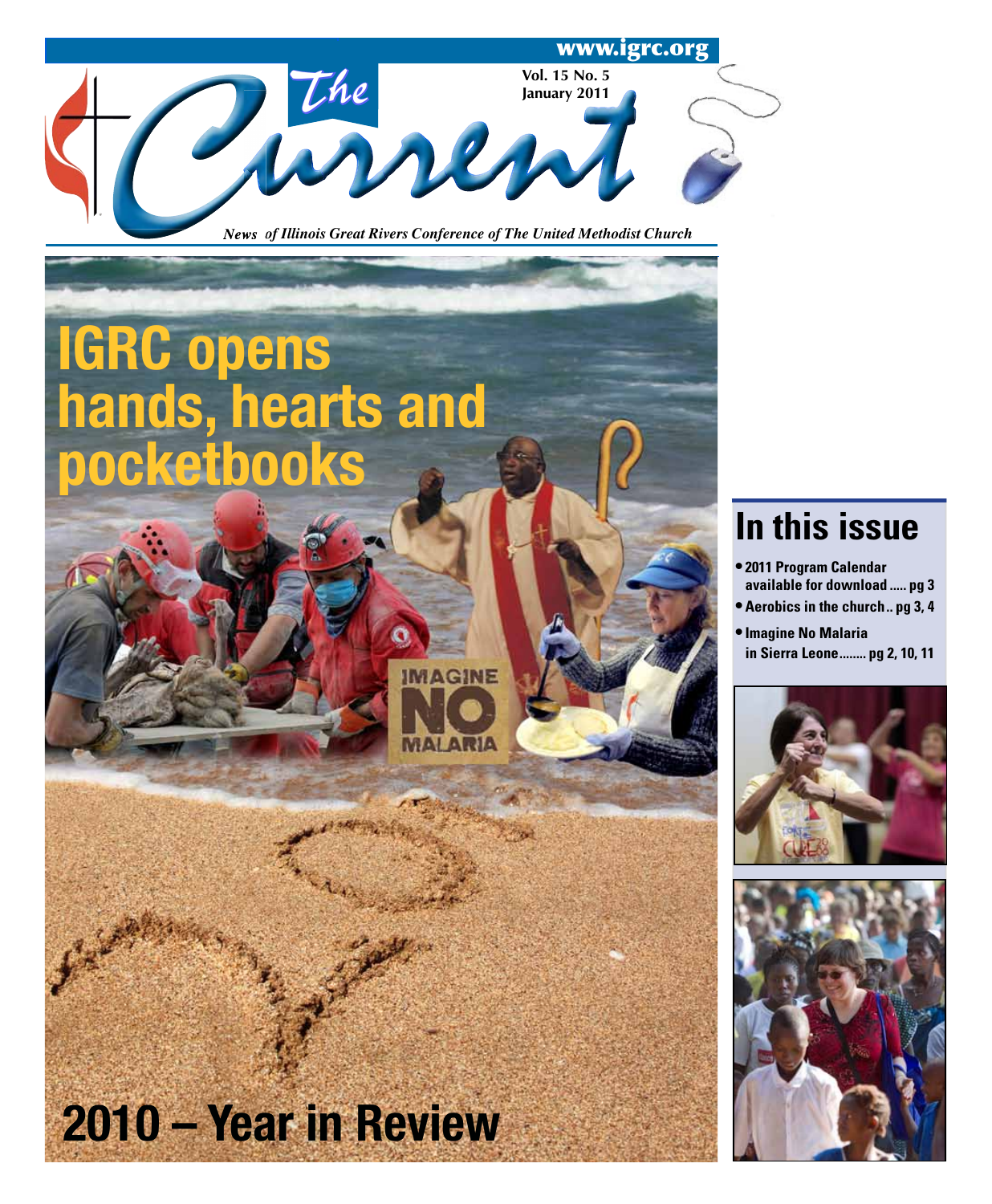www.igrc.org

# The Current

Vol. 15 No. 5
January 2011

*News of Illinois Great Rivers Conference of The United Methodist Church*

# IGRC opens hands, hearts and pocketbooks

IMAGINE NO MALARIA

# 2010 – Year in Review

## In this issue

- 2011 Program Calendar available for download ..... pg 3
- Aerobics in the church.. pg 3, 4
- Imagine No Malaria in Sierra Leone........ pg 2, 10, 11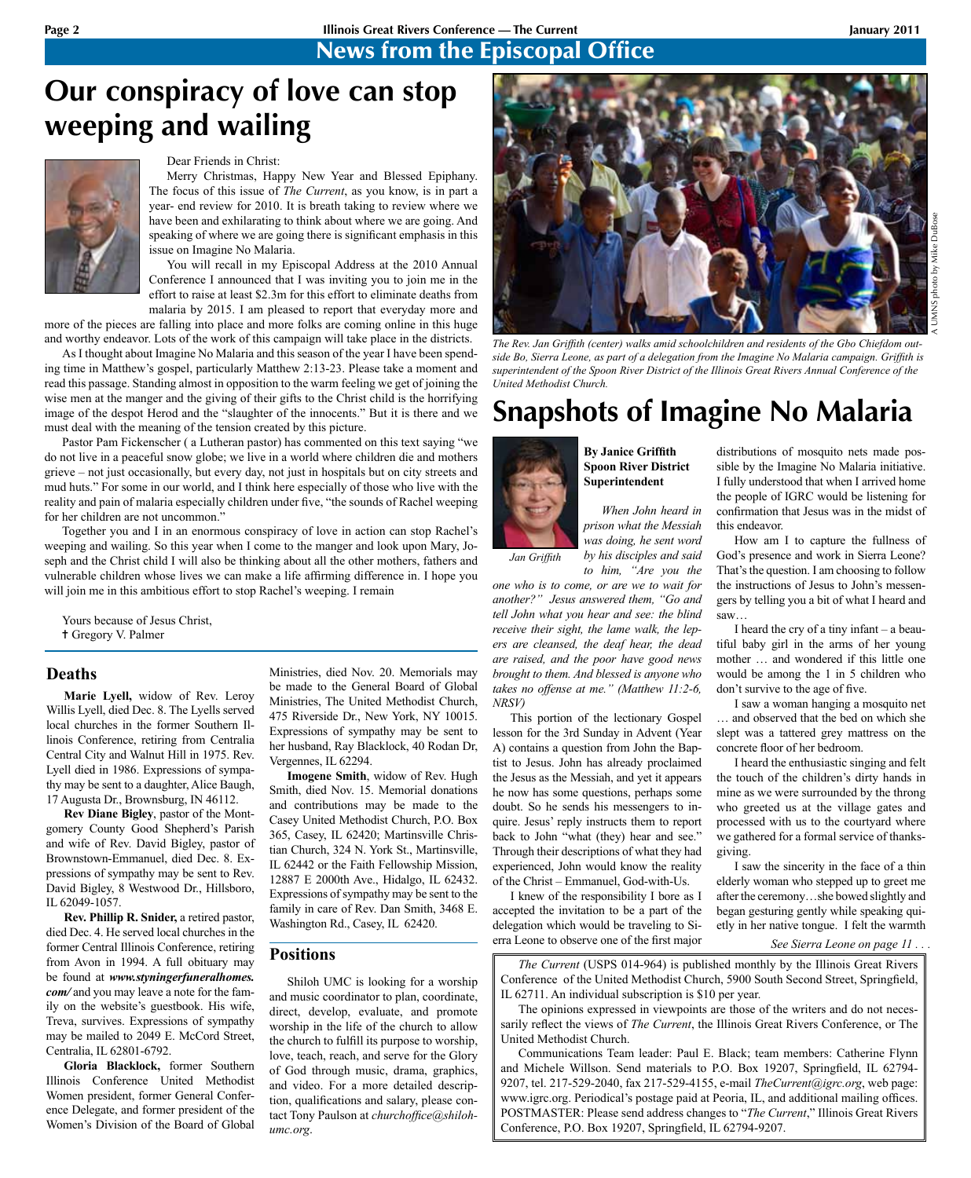## News from the Episcopal Office

# Our conspiracy of love can stop weeping and wailing

Dear Friends in Christ:

Merry Christmas, Happy New Year and Blessed Epiphany. The focus of this issue of *The Current*, as you know, is in part a year- end review for 2010. It is breath taking to review where we have been and exhilarating to think about where we are going. And speaking of where we are going there is significant emphasis in this issue on Imagine No Malaria.

You will recall in my Episcopal Address at the 2010 Annual Conference I announced that I was inviting you to join me in the effort to raise at least $2.3m for this effort to eliminate deaths from malaria by 2015. I am pleased to report that everyday more and more of the pieces are falling into place and more folks are coming online in this huge and worthy endeavor. Lots of the work of this campaign will take place in the districts.

As I thought about Imagine No Malaria and this season of the year I have been spending time in Matthew's gospel, particularly Matthew 2:13-23. Please take a moment and read this passage. Standing almost in opposition to the warm feeling we get of joining the wise men at the manger and the giving of their gifts to the Christ child is the horrifying image of the despot Herod and the "slaughter of the innocents." But it is there and we must deal with the meaning of the tension created by this picture.

Pastor Pam Fickenscher ( a Lutheran pastor) has commented on this text saying "we do not live in a peaceful snow globe; we live in a world where children die and mothers grieve – not just occasionally, but every day, not just in hospitals but on city streets and mud huts." For some in our world, and I think here especially of those who live with the reality and pain of malaria especially children under five, "the sounds of Rachel weeping for her children are not uncommon."

Together you and I in an enormous conspiracy of love in action can stop Rachel's weeping and wailing. So this year when I come to the manger and look upon Mary, Joseph and the Christ child I will also be thinking about all the other mothers, fathers and vulnerable children whose lives we can make a life affirming difference in. I hope you will join me in this ambitious effort to stop Rachel's weeping. I remain

Yours because of Jesus Christ,
† Gregory V. Palmer

## Deaths

**Marie Lyell,** widow of Rev. Leroy Willis Lyell, died Dec. 8. The Lyells served local churches in the former Southern Illinois Conference, retiring from Centralia Central City and Walnut Hill in 1975. Rev. Lyell died in 1986. Expressions of sympathy may be sent to a daughter, Alice Baugh, 17 Augusta Dr., Brownsburg, IN 46112.

**Rev Diane Bigley**, pastor of the Montgomery County Good Shepherd's Parish and wife of Rev. David Bigley, pastor of Brownstown-Emmanuel, died Dec. 8. Expressions of sympathy may be sent to Rev. David Bigley, 8 Westwood Dr., Hillsboro, IL 62049-1057.

**Rev. Phillip R. Snider,** a retired pastor, died Dec. 4. He served local churches in the former Central Illinois Conference, retiring from Avon in 1994. A full obituary may be found at ***www.styningerfuneralhomes.com/*** and you may leave a note for the family on the website's guestbook. His wife, Treva, survives. Expressions of sympathy may be mailed to 2049 E. McCord Street, Centralia, IL 62801-6792.

**Gloria Blacklock,** former Southern Illinois Conference United Methodist Women president, former General Conference Delegate, and former president of the Women's Division of the Board of Global Ministries, died Nov. 20. Memorials may be made to the General Board of Global Ministries, The United Methodist Church, 475 Riverside Dr., New York, NY 10015. Expressions of sympathy may be sent to her husband, Ray Blacklock, 40 Rodan Dr, Vergennes, IL 62294.

**Imogene Smith**, widow of Rev. Hugh Smith, died Nov. 15. Memorial donations and contributions may be made to the Casey United Methodist Church, P.O. Box 365, Casey, IL 62420; Martinsville Christian Church, 324 N. York St., Martinsville, IL 62442 or the Faith Fellowship Mission, 12887 E 2000th Ave., Hidalgo, IL 62432. Expressions of sympathy may be sent to the family in care of Rev. Dan Smith, 3468 E. Washington Rd., Casey, IL 62420.

## Positions

Shiloh UMC is looking for a worship and music coordinator to plan, coordinate, direct, develop, evaluate, and promote worship in the life of the church to allow the church to fulfill its purpose to worship, love, teach, reach, and serve for the Glory of God through music, drama, graphics, and video. For a more detailed description, qualifications and salary, please contact Tony Paulson at *churchoffice@shiloh-umc.org*.

A UMNS photo by Mike DuBose

*The Rev. Jan Griffith (center) walks amid schoolchildren and residents of the Gbo Chiefdom outside Bo, Sierra Leone, as part of a delegation from the Imagine No Malaria campaign. Griffith is superintendent of the Spoon River District of the Illinois Great Rivers Annual Conference of the United Methodist Church.*

# Snapshots of Imagine No Malaria

**By Janice Griffith
Spoon River District Superintendent**

*Jan Griffith*

*When John heard in prison what the Messiah was doing, he sent word by his disciples and said to him, "Are you the one who is to come, or are we to wait for another?" Jesus answered them, "Go and tell John what you hear and see: the blind receive their sight, the lame walk, the lepers are cleansed, the deaf hear, the dead are raised, and the poor have good news brought to them. And blessed is anyone who takes no offense at me." (Matthew 11:2-6, NRSV)*

This portion of the lectionary Gospel lesson for the 3rd Sunday in Advent (Year A) contains a question from John the Baptist to Jesus. John has already proclaimed the Jesus as the Messiah, and yet it appears he now has some questions, perhaps some doubt. So he sends his messengers to inquire. Jesus' reply instructs them to report back to John "what (they) hear and see." Through their descriptions of what they had experienced, John would know the reality of the Christ – Emmanuel, God-with-Us.

I knew of the responsibility I bore as I accepted the invitation to be a part of the delegation which would be traveling to Sierra Leone to observe one of the first major distributions of mosquito nets made possible by the Imagine No Malaria initiative. I fully understood that when I arrived home the people of IGRC would be listening for confirmation that Jesus was in the midst of this endeavor.

How am I to capture the fullness of God's presence and work in Sierra Leone? That's the question. I am choosing to follow the instructions of Jesus to John's messengers by telling you a bit of what I heard and saw…

I heard the cry of a tiny infant – a beautiful baby girl in the arms of her young mother … and wondered if this little one would be among the 1 in 5 children who don't survive to the age of five.

I saw a woman hanging a mosquito net … and observed that the bed on which she slept was a tattered grey mattress on the concrete floor of her bedroom.

I heard the enthusiastic singing and felt the touch of the children's dirty hands in mine as we were surrounded by the throng who greeted us at the village gates and processed with us to the courtyard where we gathered for a formal service of thanksgiving.

I saw the sincerity in the face of a thin elderly woman who stepped up to greet me after the ceremony…she bowed slightly and began gesturing gently while speaking quietly in her native tongue. I felt the warmth

*See Sierra Leone on page 11 . . .*

*The Current* (USPS 014-964) is published monthly by the Illinois Great Rivers Conference of the United Methodist Church, 5900 South Second Street, Springfield, IL 62711. An individual subscription is $10 per year.

The opinions expressed in viewpoints are those of the writers and do not necessarily reflect the views of *The Current*, the Illinois Great Rivers Conference, or The United Methodist Church.

Communications Team leader: Paul E. Black; team members: Catherine Flynn and Michele Willson. Send materials to P.O. Box 19207, Springfield, IL 62794-9207, tel. 217-529-2040, fax 217-529-4155, e-mail *TheCurrent@igrc.org*, web page: www.igrc.org. Periodical's postage paid at Peoria, IL, and additional mailing offices. POSTMASTER: Please send address changes to "*The Current*," Illinois Great Rivers Conference, P.O. Box 19207, Springfield, IL 62794-9207.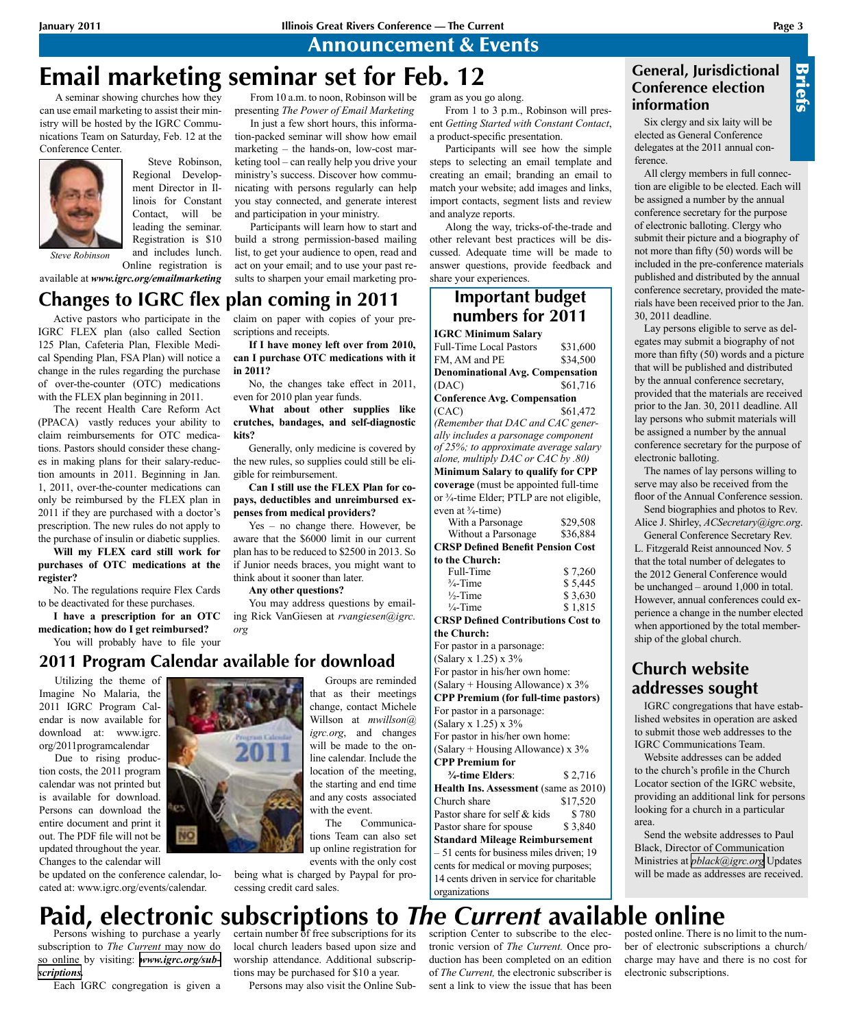## Announcement & Events

# Email marketing seminar set for Feb. 12

A seminar showing churches how they can use email marketing to assist their ministry will be hosted by the IGRC Communications Team on Saturday, Feb. 12 at the Conference Center.

Steve Robinson

Steve Robinson, Regional Development Director in Illinois for Constant Contact, will be leading the seminar. Registration is $10 and includes lunch. Online registration is available at ***www.igrc.org/emailmarketing***

From 10 a.m. to noon, Robinson will be presenting *The Power of Email Marketing*

In just a few short hours, this information-packed seminar will show how email marketing – the hands-on, low-cost marketing tool – can really help you drive your ministry's success. Discover how communicating with persons regularly can help you stay connected, and generate interest and participation in your ministry.

Participants will learn how to start and build a strong permission-based mailing list, to get your audience to open, read and act on your email; and to use your past results to sharpen your email marketing program as you go along.

From 1 to 3 p.m., Robinson will present *Getting Started with Constant Contact*, a product-specific presentation.

Participants will see how the simple steps to selecting an email template and creating an email; branding an email to match your website; add images and links, import contacts, segment lists and review and analyze reports.

Along the way, tricks-of-the-trade and other relevant best practices will be discussed. Adequate time will be made to answer questions, provide feedback and share your experiences.

## Changes to IGRC flex plan coming in 2011

Active pastors who participate in the IGRC FLEX plan (also called Section 125 Plan, Cafeteria Plan, Flexible Medical Spending Plan, FSA Plan) will notice a change in the rules regarding the purchase of over-the-counter (OTC) medications with the FLEX plan beginning in 2011.

The recent Health Care Reform Act (PPACA) vastly reduces your ability to claim reimbursements for OTC medications. Pastors should consider these changes in making plans for their salary-reduction amounts in 2011. Beginning in Jan. 1, 2011, over-the-counter medications can only be reimbursed by the FLEX plan in 2011 if they are purchased with a doctor's prescription. The new rules do not apply to the purchase of insulin or diabetic supplies.

**Will my FLEX card still work for purchases of OTC medications at the register?**

No. The regulations require Flex Cards to be deactivated for these purchases.

**I have a prescription for an OTC medication; how do I get reimbursed?**

You will probably have to file your claim on paper with copies of your prescriptions and receipts.

**If I have money left over from 2010, can I purchase OTC medications with it in 2011?**

No, the changes take effect in 2011, even for 2010 plan year funds.

**What about other supplies like crutches, bandages, and self-diagnostic kits?**

Generally, only medicine is covered by the new rules, so supplies could still be eligible for reimbursement.

**Can I still use the FLEX Plan for co-pays, deductibles and unreimbursed expenses from medical providers?**

Yes – no change there. However, be aware that the $6000 limit in our current plan has to be reduced to $2500 in 2013. So if Junior needs braces, you might want to think about it sooner than later.

**Any other questions?**

You may address questions by emailing Rick VanGiesen at *rvangiesen@igrc.org*

## Important budget numbers for 2011

**IGRC Minimum Salary**

| | |
|---|---|
| Full-Time Local Pastors | $31,600 |
| FM, AM and PE | $34,500 |

**Denominational Avg. Compensation** (DAC) $61,716

**Conference Avg. Compensation** (CAC) $61,472

*(Remember that DAC and CAC generally includes a parsonage component of 25%; to approximate average salary alone, multiply DAC or CAC by .80)*

**Minimum Salary to qualify for CPP coverage** (must be appointed full-time or ¾-time Elder; PTLP are not eligible, even at ¾-time)

| | |
|---|---|
| With a Parsonage | $29,508 |
| Without a Parsonage | $36,884 |

**CRSP Defined Benefit Pension Cost to the Church:**

| | |
|---|---|
| Full-Time | $ 7,260 |
| ¾-Time | $ 5,445 |
| ½-Time | $ 3,630 |
| ¼-Time | $ 1,815 |

**CRSP Defined Contributions Cost to the Church:**

For pastor in a parsonage: (Salary x 1.25) x 3%

For pastor in his/her own home: (Salary + Housing Allowance) x 3%

**CPP Premium (for full-time pastors)**

For pastor in a parsonage: (Salary x 1.25) x 3%

For pastor in his/her own home: (Salary + Housing Allowance) x 3%

**CPP Premium for ¾-time Elders**: $ 2,716

**Health Ins. Assessment** (same as 2010)

| | |
|---|---|
| Church share | $17,520 |
| Pastor share for self & kids | $ 780 |
| Pastor share for spouse | $ 3,840 |

**Standard Mileage Reimbursement** – 51 cents for business miles driven; 19 cents for medical or moving purposes; 14 cents driven in service for charitable organizations

## 2011 Program Calendar available for download

Utilizing the theme of Imagine No Malaria, the 2011 IGRC Program Calendar is now available for download at: www.igrc.org/2011programcalendar

Due to rising production costs, the 2011 program calendar was not printed but is available for download. Persons can download the entire document and print it out. The PDF file will not be updated throughout the year. Changes to the calendar will be updated on the conference calendar, located at: www.igrc.org/events/calendar.

Groups are reminded that as their meetings change, contact Michele Willson at *mwillson@igrc.org*, and changes will be made to the online calendar. Include the location of the meeting, the starting and end time and any costs associated with the event.

The Communications Team can also set up online registration for events with the only cost being what is charged by Paypal for processing credit card sales.

## Briefs

### General, Jurisdictional Conference election information

Six clergy and six laity will be elected as General Conference delegates at the 2011 annual conference.

All clergy members in full connection are eligible to be elected. Each will be assigned a number by the annual conference secretary for the purpose of electronic balloting. Clergy who submit their picture and a biography of not more than fifty (50) words will be included in the pre-conference materials published and distributed by the annual conference secretary, provided the materials have been received prior to the Jan. 30, 2011 deadline.

Lay persons eligible to serve as delegates may submit a biography of not more than fifty (50) words and a picture that will be published and distributed by the annual conference secretary, provided that the materials are received prior to the Jan. 30, 2011 deadline. All lay persons who submit materials will be assigned a number by the annual conference secretary for the purpose of electronic balloting.

The names of lay persons willing to serve may also be received from the floor of the Annual Conference session.

Send biographies and photos to Rev. Alice J. Shirley, *ACSecretary@igrc.org*.

General Conference Secretary Rev. L. Fitzgerald Reist announced Nov. 5 that the total number of delegates to the 2012 General Conference would be unchanged – around 1,000 in total. However, annual conferences could experience a change in the number elected when apportioned by the total membership of the global church.

### Church website addresses sought

IGRC congregations that have established websites in operation are asked to submit those web addresses to the IGRC Communications Team.

Website addresses can be added to the church's profile in the Church Locator section of the IGRC website, providing an additional link for persons looking for a church in a particular area.

Send the website addresses to Paul Black, Director of Communication Ministries at *pblack@igrc.org* Updates will be made as addresses are received.

# Paid, electronic subscriptions to *The Current* available online

Persons wishing to purchase a yearly subscription to *The Current* may now do so online by visiting: ***www.igrc.org/subscriptions***.

Each IGRC congregation is given a certain number of free subscriptions for its local church leaders based upon size and worship attendance. Additional subscriptions may be purchased for $10 a year.

Persons may also visit the Online Subscription Center to subscribe to the electronic version of *The Current.* Once production has been completed on an edition of *The Current,* the electronic subscriber is sent a link to view the issue that has been posted online. There is no limit to the number of electronic subscriptions a church/charge may have and there is no cost for electronic subscriptions.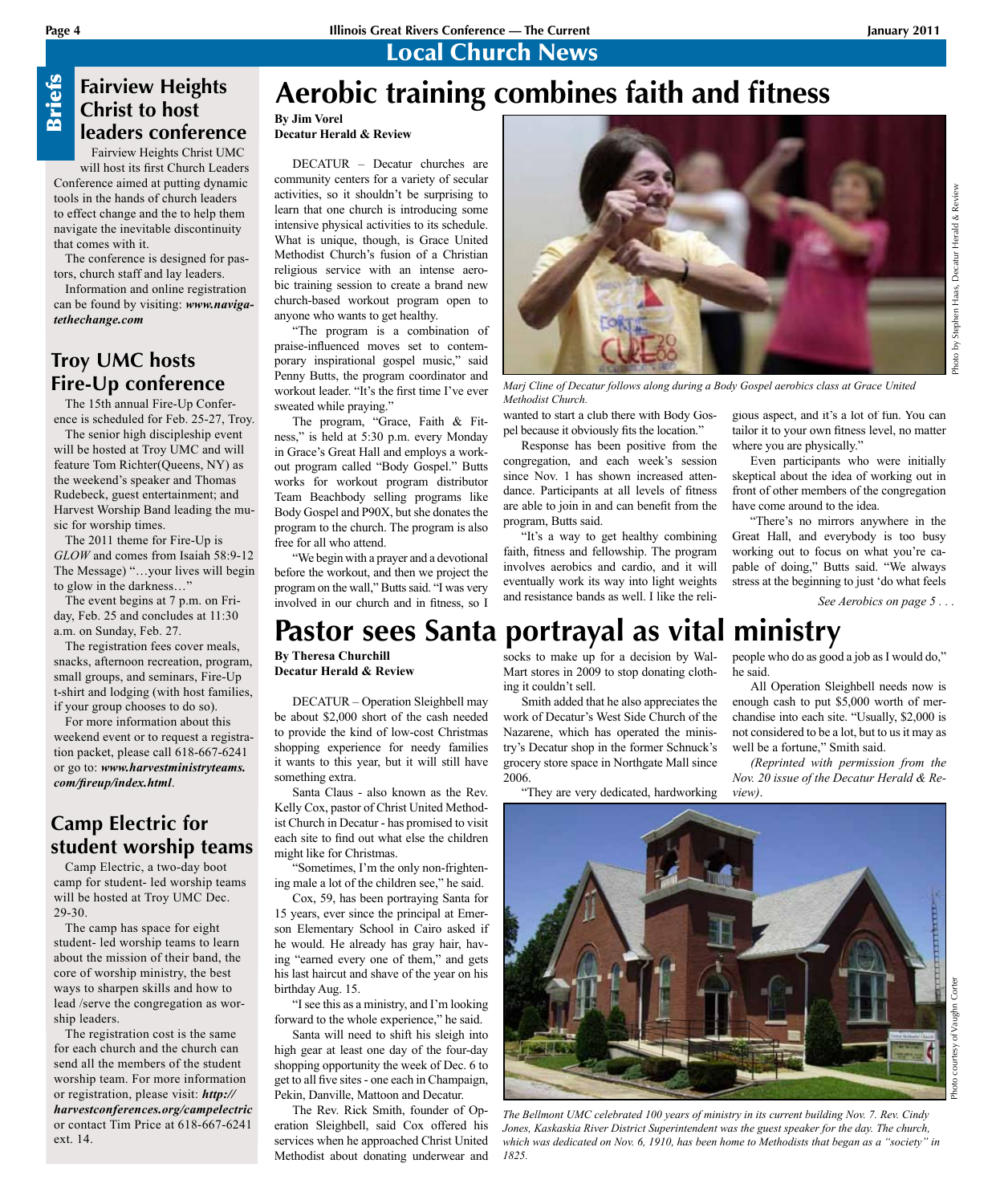# Local Church News

## Briefs

### Fairview Heights Christ to host leaders conference

Fairview Heights Christ UMC will host its first Church Leaders Conference aimed at putting dynamic tools in the hands of church leaders to effect change and the to help them navigate the inevitable discontinuity that comes with it.

The conference is designed for pastors, church staff and lay leaders.

Information and online registration can be found by visiting: ***www.navigatethechange.com***

### Troy UMC hosts Fire-Up conference

The 15th annual Fire-Up Conference is scheduled for Feb. 25-27, Troy.

The senior high discipleship event will be hosted at Troy UMC and will feature Tom Richter(Queens, NY) as the weekend's speaker and Thomas Rudebeck, guest entertainment; and Harvest Worship Band leading the music for worship times.

The 2011 theme for Fire-Up is *GLOW* and comes from Isaiah 58:9-12 The Message) "…your lives will begin to glow in the darkness…"

The event begins at 7 p.m. on Friday, Feb. 25 and concludes at 11:30 a.m. on Sunday, Feb. 27.

The registration fees cover meals, snacks, afternoon recreation, program, small groups, and seminars, Fire-Up t-shirt and lodging (with host families, if your group chooses to do so).

For more information about this weekend event or to request a registration packet, please call 618-667-6241 or go to: ***www.harvestministryteams.com/fireup/index.html***.

### Camp Electric for student worship teams

Camp Electric, a two-day boot camp for student- led worship teams will be hosted at Troy UMC Dec. 29-30.

The camp has space for eight student- led worship teams to learn about the mission of their band, the core of worship ministry, the best ways to sharpen skills and how to lead /serve the congregation as worship leaders.

The registration cost is the same for each church and the church can send all the members of the student worship team. For more information or registration, please visit: ***http://harvestconferences.org/campelectric*** or contact Tim Price at 618-667-6241 ext. 14.

## Aerobic training combines faith and fitness

**By Jim Vorel**
**Decatur Herald & Review**

DECATUR – Decatur churches are community centers for a variety of secular activities, so it shouldn't be surprising to learn that one church is introducing some intensive physical activities to its schedule. What is unique, though, is Grace United Methodist Church's fusion of a Christian religious service with an intense aerobic training session to create a brand new church-based workout program open to anyone who wants to get healthy.

"The program is a combination of praise-influenced moves set to contemporary inspirational gospel music," said Penny Butts, the program coordinator and workout leader. "It's the first time I've ever sweated while praying."

The program, "Grace, Faith & Fitness," is held at 5:30 p.m. every Monday in Grace's Great Hall and employs a workout program called "Body Gospel." Butts works for workout program distributor Team Beachbody selling programs like Body Gospel and P90X, but she donates the program to the church. The program is also free for all who attend.

"We begin with a prayer and a devotional before the workout, and then we project the program on the wall," Butts said. "I was very involved in our church and in fitness, so I wanted to start a club there with Body Gospel because it obviously fits the location."

*Photo by Stephen Haas, Decatur Herald & Review*

*Marj Cline of Decatur follows along during a Body Gospel aerobics class at Grace United Methodist Church.*

Response has been positive from the congregation, and each week's session since Nov. 1 has shown increased attendance. Participants at all levels of fitness are able to join in and can benefit from the program, Butts said.

"It's a way to get healthy combining faith, fitness and fellowship. The program involves aerobics and cardio, and it will eventually work its way into light weights and resistance bands as well. I like the religious aspect, and it's a lot of fun. You can tailor it to your own fitness level, no matter where you are physically."

Even participants who were initially skeptical about the idea of working out in front of other members of the congregation have come around to the idea.

"There's no mirrors anywhere in the Great Hall, and everybody is too busy working out to focus on what you're capable of doing," Butts said. "We always stress at the beginning to just 'do what feels

*See Aerobics on page 5 . . .*

## Pastor sees Santa portrayal as vital ministry

**By Theresa Churchill**
**Decatur Herald & Review**

DECATUR – Operation Sleighbell may be about $2,000 short of the cash needed to provide the kind of low-cost Christmas shopping experience for needy families it wants to this year, but it will still have something extra.

Santa Claus - also known as the Rev. Kelly Cox, pastor of Christ United Methodist Church in Decatur - has promised to visit each site to find out what else the children might like for Christmas.

"Sometimes, I'm the only non-frightening male a lot of the children see," he said.

Cox, 59, has been portraying Santa for 15 years, ever since the principal at Emerson Elementary School in Cairo asked if he would. He already has gray hair, having "earned every one of them," and gets his last haircut and shave of the year on his birthday Aug. 15.

"I see this as a ministry, and I'm looking forward to the whole experience," he said.

Santa will need to shift his sleigh into high gear at least one day of the four-day shopping opportunity the week of Dec. 6 to get to all five sites - one each in Champaign, Pekin, Danville, Mattoon and Decatur.

The Rev. Rick Smith, founder of Operation Sleighbell, said Cox offered his services when he approached Christ United Methodist about donating underwear and socks to make up for a decision by Wal-Mart stores in 2009 to stop donating clothing it couldn't sell.

Smith added that he also appreciates the work of Decatur's West Side Church of the Nazarene, which has operated the ministry's Decatur shop in the former Schnuck's grocery store space in Northgate Mall since 2006.

"They are very dedicated, hardworking people who do as good a job as I would do," he said.

All Operation Sleighbell needs now is enough cash to put $5,000 worth of merchandise into each site. "Usually, $2,000 is not considered to be a lot, but to us it may as well be a fortune," Smith said.

*(Reprinted with permission from the Nov. 20 issue of the Decatur Herald & Review).*

*Photo courtesy of Vaughn Corter*

*The Bellmont UMC celebrated 100 years of ministry in its current building Nov. 7. Rev. Cindy Jones, Kaskaskia River District Superintendent was the guest speaker for the day. The church, which was dedicated on Nov. 6, 1910, has been home to Methodists that began as a "society" in 1825.*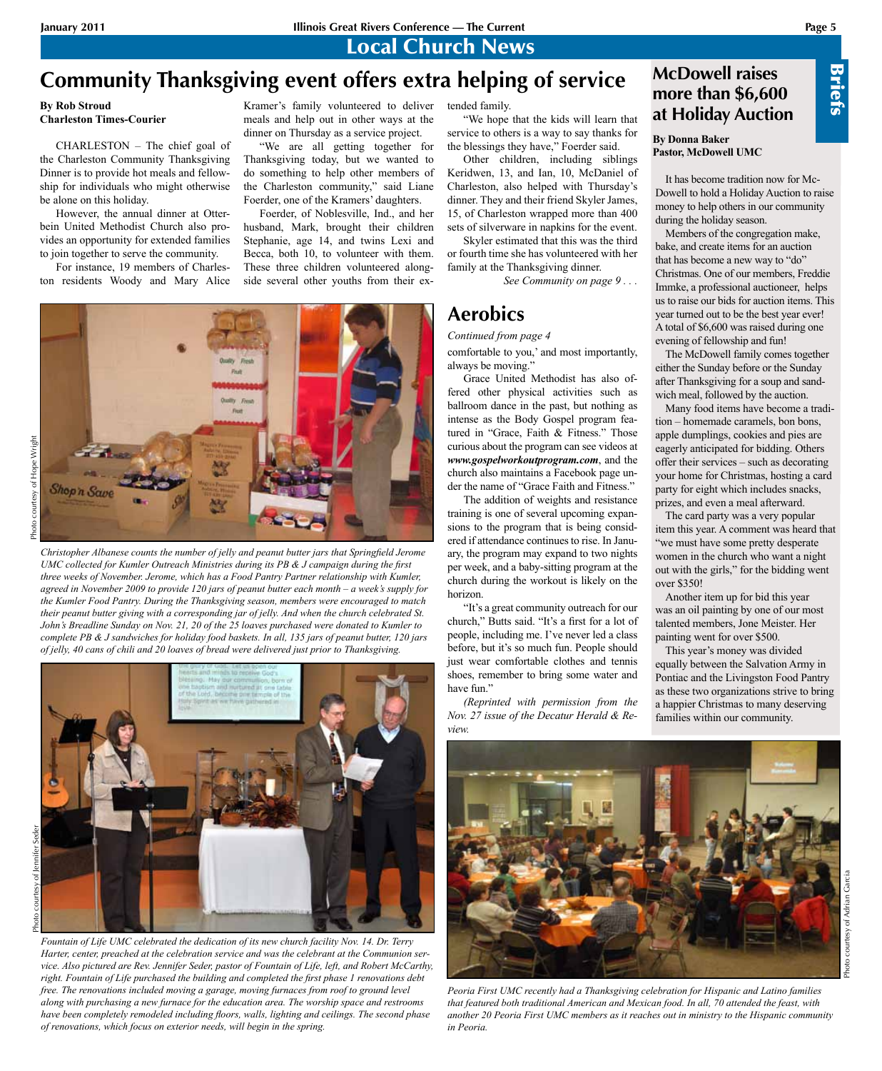## Local Church News

# Community Thanksgiving event offers extra helping of service

**By Rob Stroud**
**Charleston Times-Courier**

CHARLESTON – The chief goal of the Charleston Community Thanksgiving Dinner is to provide hot meals and fellowship for individuals who might otherwise be alone on this holiday.

However, the annual dinner at Otterbein United Methodist Church also provides an opportunity for extended families to join together to serve the community.

For instance, 19 members of Charleston residents Woody and Mary Alice Kramer's family volunteered to deliver meals and help out in other ways at the dinner on Thursday as a service project.

"We are all getting together for Thanksgiving today, but we wanted to do something to help other members of the Charleston community," said Liane Foerder, one of the Kramers' daughters.

Foerder, of Noblesville, Ind., and her husband, Mark, brought their children Stephanie, age 14, and twins Lexi and Becca, both 10, to volunteer with them. These three children volunteered alongside several other youths from their extended family.

"We hope that the kids will learn that service to others is a way to say thanks for the blessings they have," Foerder said.

Other children, including siblings Keridwen, 13, and Ian, 10, McDaniel of Charleston, also helped with Thursday's dinner. They and their friend Skyler James, 15, of Charleston wrapped more than 400 sets of silverware in napkins for the event.

Skyler estimated that this was the third or fourth time she has volunteered with her family at the Thanksgiving dinner.

*See Community on page 9 . . .*

Photo courtesy of Hope Wright

*Christopher Albanese counts the number of jelly and peanut butter jars that Springfield Jerome UMC collected for Kumler Outreach Ministries during its PB & J campaign during the first three weeks of November. Jerome, which has a Food Pantry Partner relationship with Kumler, agreed in November 2009 to provide 120 jars of peanut butter each month – a week's supply for the Kumler Food Pantry. During the Thanksgiving season, members were encouraged to match their peanut butter giving with a corresponding jar of jelly. And when the church celebrated St. John's Breadline Sunday on Nov. 21, 20 of the 25 loaves purchased were donated to Kumler to complete PB & J sandwiches for holiday food baskets. In all, 135 jars of peanut butter, 120 jars of jelly, 40 cans of chili and 20 loaves of bread were delivered just prior to Thanksgiving.*

Photo courtesy of Jennifer Seder

*Fountain of Life UMC celebrated the dedication of its new church facility Nov. 14. Dr. Terry Harter, center, preached at the celebration service and was the celebrant at the Communion service. Also pictured are Rev. Jennifer Seder, pastor of Fountain of Life, left, and Robert McCarthy, right. Fountain of Life purchased the building and completed the first phase 1 renovations debt free. The renovations included moving a garage, moving furnaces from roof to ground level along with purchasing a new furnace for the education area. The worship space and restrooms have been completely remodeled including floors, walls, lighting and ceilings. The second phase of renovations, which focus on exterior needs, will begin in the spring.*

## Aerobics

*Continued from page 4*

comfortable to you,' and most importantly, always be moving."

Grace United Methodist has also offered other physical activities such as ballroom dance in the past, but nothing as intense as the Body Gospel program featured in "Grace, Faith & Fitness." Those curious about the program can see videos at ***www.gospelworkoutprogram.com***, and the church also maintains a Facebook page under the name of "Grace Faith and Fitness."

The addition of weights and resistance training is one of several upcoming expansions to the program that is being considered if attendance continues to rise. In January, the program may expand to two nights per week, and a baby-sitting program at the church during the workout is likely on the horizon.

"It's a great community outreach for our church," Butts said. "It's a first for a lot of people, including me. I've never led a class before, but it's so much fun. People should just wear comfortable clothes and tennis shoes, remember to bring some water and have fun."

*(Reprinted with permission from the Nov. 27 issue of the Decatur Herald & Review.*

## Briefs

## McDowell raises more than $6,600 at Holiday Auction

**By Donna Baker**
**Pastor, McDowell UMC**

It has become tradition now for McDowell to hold a Holiday Auction to raise money to help others in our community during the holiday season.

Members of the congregation make, bake, and create items for an auction that has become a new way to "do" Christmas. One of our members, Freddie Immke, a professional auctioneer, helps us to raise our bids for auction items. This year turned out to be the best year ever! A total of $6,600 was raised during one evening of fellowship and fun!

The McDowell family comes together either the Sunday before or the Sunday after Thanksgiving for a soup and sandwich meal, followed by the auction.

Many food items have become a tradition – homemade caramels, bon bons, apple dumplings, cookies and pies are eagerly anticipated for bidding. Others offer their services – such as decorating your home for Christmas, hosting a card party for eight which includes snacks, prizes, and even a meal afterward.

The card party was a very popular item this year. A comment was heard that "we must have some pretty desperate women in the church who want a night out with the girls," for the bidding went over $350!

Another item up for bid this year was an oil painting by one of our most talented members, Jone Meister. Her painting went for over $500.

This year's money was divided equally between the Salvation Army in Pontiac and the Livingston Food Pantry as these two organizations strive to bring a happier Christmas to many deserving families within our community.

Photo courtesy of Adrian Garcia

*Peoria First UMC recently had a Thanksgiving celebration for Hispanic and Latino families that featured both traditional American and Mexican food. In all, 70 attended the feast, with another 20 Peoria First UMC members as it reaches out in ministry to the Hispanic community in Peoria.*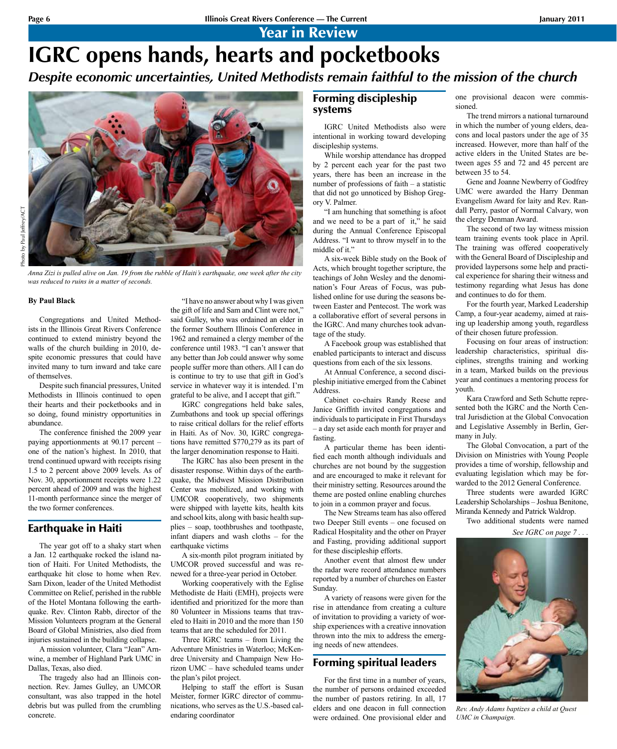Year in Review

# IGRC opens hands, hearts and pocketbooks

*Despite economic uncertainties, United Methodists remain faithful to the mission of the church*

Photo by Paul Jeffrey/ACT

*Anna Zizi is pulled alive on Jan. 19 from the rubble of Haiti's earthquake, one week after the city was reduced to ruins in a matter of seconds.*

**By Paul Black**

Congregations and United Methodists in the Illinois Great Rivers Conference continued to extend ministry beyond the walls of the church building in 2010, despite economic pressures that could have invited many to turn inward and take care of themselves.

Despite such financial pressures, United Methodists in Illinois continued to open their hearts and their pocketbooks and in so doing, found ministry opportunities in abundance.

The conference finished the 2009 year paying apportionments at 90.17 percent – one of the nation's highest. In 2010, that trend continued upward with receipts rising 1.5 to 2 percent above 2009 levels. As of Nov. 30, apportionment receipts were 1.22 percent ahead of 2009 and was the highest 11-month performance since the merger of the two former conferences.

## Earthquake in Haiti

The year got off to a shaky start when a Jan. 12 earthquake rocked the island nation of Haiti. For United Methodists, the earthquake hit close to home when Rev. Sam Dixon, leader of the United Methodist Committee on Relief, perished in the rubble of the Hotel Montana following the earthquake. Rev. Clinton Rabb, director of the Mission Volunteers program at the General Board of Global Ministries, also died from injuries sustained in the building collapse.

A mission volunteer, Clara "Jean" Arnwine, a member of Highland Park UMC in Dallas, Texas, also died.

The tragedy also had an Illinois connection. Rev. James Gulley, an UMCOR consultant, was also trapped in the hotel debris but was pulled from the crumbling concrete.

"I have no answer about why I was given the gift of life and Sam and Clint were not," said Gulley, who was ordained an elder in the former Southern Illinois Conference in 1962 and remained a clergy member of the conference until 1983. "I can't answer that any better than Job could answer why some people suffer more than others. All I can do is continue to try to use that gift in God's service in whatever way it is intended. I'm grateful to be alive, and I accept that gift."

IGRC congregations held bake sales, Zumbathons and took up special offerings to raise critical dollars for the relief efforts in Haiti. As of Nov. 30, IGRC congregations have remitted $770,279 as its part of the larger denomination response to Haiti.

The IGRC has also been present in the disaster response. Within days of the earthquake, the Midwest Mission Distribution Center was mobilized, and working with UMCOR cooperatively, two shipments were shipped with layette kits, health kits and school kits, along with basic health supplies – soap, toothbrushes and toothpaste, infant diapers and wash cloths – for the earthquake victims

A six-month pilot program initiated by UMCOR proved successful and was renewed for a three-year period in October.

Working cooperatively with the Eglise Methodiste de Haiti (EMH), projects were identified and prioritized for the more than 80 Volunteer in Missions teams that traveled to Haiti in 2010 and the more than 150 teams that are the scheduled for 2011.

Three IGRC teams – from Living the Adventure Ministries in Waterloo; McKendree University and Champaign New Horizon UMC – have scheduled teams under the plan's pilot project.

Helping to staff the effort is Susan Meister, former IGRC director of communications, who serves as the U.S.-based calendaring coordinator

## Forming discipleship systems

IGRC United Methodists also were intentional in working toward developing discipleship systems.

While worship attendance has dropped by 2 percent each year for the past two years, there has been an increase in the number of professions of faith – a statistic that did not go unnoticed by Bishop Gregory V. Palmer.

"I am hunching that something is afoot and we need to be a part of it," he said during the Annual Conference Episcopal Address. "I want to throw myself in to the middle of it."

A six-week Bible study on the Book of Acts, which brought together scripture, the teachings of John Wesley and the denomination's Four Areas of Focus, was published online for use during the seasons between Easter and Pentecost. The work was a collaborative effort of several persons in the IGRC. And many churches took advantage of the study.

A Facebook group was established that enabled participants to interact and discuss questions from each of the six lessons.

At Annual Conference, a second discipleship initiative emerged from the Cabinet Address.

Cabinet co-chairs Randy Reese and Janice Griffith invited congregations and individuals to participate in First Thursdays – a day set aside each month for prayer and fasting.

A particular theme has been identified each month although individuals and churches are not bound by the suggestion and are encouraged to make it relevant for their ministry setting. Resources around the theme are posted online enabling churches to join in a common prayer and focus.

The New Streams team has also offered two Deeper Still events – one focused on Radical Hospitality and the other on Prayer and Fasting, providing additional support for these discipleship efforts.

Another event that almost flew under the radar were record attendance numbers reported by a number of churches on Easter Sunday.

A variety of reasons were given for the rise in attendance from creating a culture of invitation to providing a variety of worship experiences with a creative innovation thrown into the mix to address the emerging needs of new attendees.

## Forming spiritual leaders

For the first time in a number of years, the number of persons ordained exceeded the number of pastors retiring. In all, 17 elders and one deacon in full connection were ordained. One provisional elder and one provisional deacon were commissioned.

The trend mirrors a national turnaround in which the number of young elders, deacons and local pastors under the age of 35 increased. However, more than half of the active elders in the United States are between ages 55 and 72 and 45 percent are between 35 to 54.

Gene and Joanne Newberry of Godfrey UMC were awarded the Harry Denman Evangelism Award for laity and Rev. Randall Perry, pastor of Normal Calvary, won the clergy Denman Award.

The second of two lay witness mission team training events took place in April. The training was offered cooperatively with the General Board of Discipleship and provided laypersons some help and practical experience for sharing their witness and testimony regarding what Jesus has done and continues to do for them.

For the fourth year, Marked Leadership Camp, a four-year academy, aimed at raising up leadership among youth, regardless of their chosen future profession.

Focusing on four areas of instruction: leadership characteristics, spiritual disciplines, strengths training and working in a team, Marked builds on the previous year and continues a mentoring process for youth.

Kara Crawford and Seth Schutte represented both the IGRC and the North Central Jurisdiction at the Global Convocation and Legislative Assembly in Berlin, Germany in July.

The Global Convocation, a part of the Division on Ministries with Young People provides a time of worship, fellowship and evaluating legislation which may be forwarded to the 2012 General Conference.

Three students were awarded IGRC Leadership Scholarships – Joshua Benitone, Miranda Kennedy and Patrick Waldrop.

Two additional students were named

*See IGRC on page 7 . . .*

*Rev. Andy Adams baptizes a child at Quest UMC in Champaign.*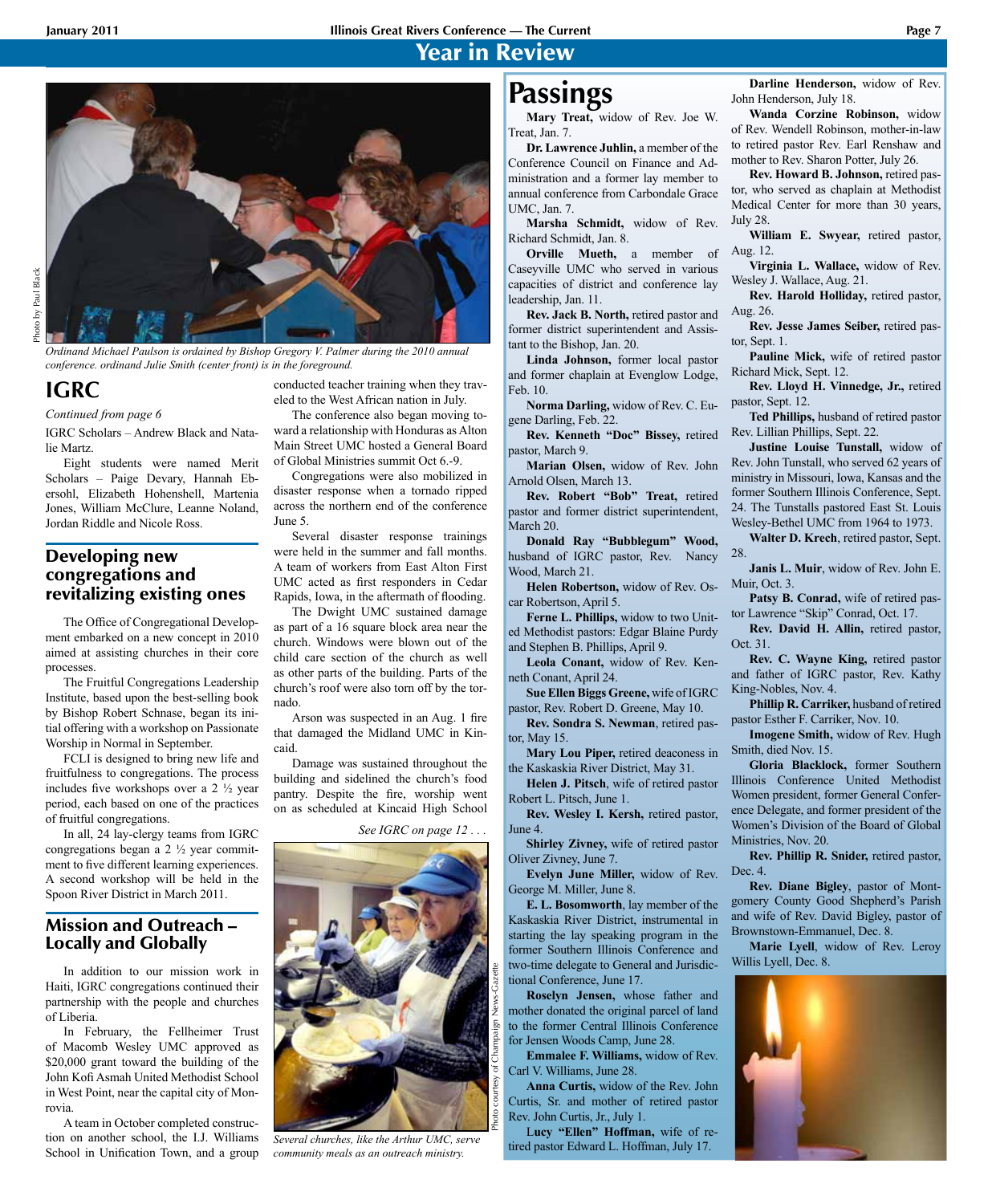# Year in Review

*Ordinand Michael Paulson is ordained by Bishop Gregory V. Palmer during the 2010 annual conference. ordinand Julie Smith (center front) is in the foreground.*

## IGRC

*Continued from page 6*

IGRC Scholars – Andrew Black and Natalie Martz.

Eight students were named Merit Scholars – Paige Devary, Hannah Ebersohl, Elizabeth Hohenshell, Martenia Jones, William McClure, Leanne Noland, Jordan Riddle and Nicole Ross.

### Developing new congregations and revitalizing existing ones

The Office of Congregational Development embarked on a new concept in 2010 aimed at assisting churches in their core processes.

The Fruitful Congregations Leadership Institute, based upon the best-selling book by Bishop Robert Schnase, began its initial offering with a workshop on Passionate Worship in Normal in September.

FCLI is designed to bring new life and fruitfulness to congregations. The process includes five workshops over a 2 ½ year period, each based on one of the practices of fruitful congregations.

In all, 24 lay-clergy teams from IGRC congregations began a 2 ½ year commitment to five different learning experiences. A second workshop will be held in the Spoon River District in March 2011.

### Mission and Outreach – Locally and Globally

In addition to our mission work in Haiti, IGRC congregations continued their partnership with the people and churches of Liberia.

In February, the Fellheimer Trust of Macomb Wesley UMC approved as $20,000 grant toward the building of the John Kofi Asmah United Methodist School in West Point, near the capital city of Monrovia.

A team in October completed construction on another school, the I.J. Williams School in Unification Town, and a group conducted teacher training when they traveled to the West African nation in July.

The conference also began moving toward a relationship with Honduras as Alton Main Street UMC hosted a General Board of Global Ministries summit Oct 6.-9.

Congregations were also mobilized in disaster response when a tornado ripped across the northern end of the conference June 5.

Several disaster response trainings were held in the summer and fall months. A team of workers from East Alton First UMC acted as first responders in Cedar Rapids, Iowa, in the aftermath of flooding.

The Dwight UMC sustained damage as part of a 16 square block area near the church. Windows were blown out of the child care section of the church as well as other parts of the building. Parts of the church's roof were also torn off by the tornado.

Arson was suspected in an Aug. 1 fire that damaged the Midland UMC in Kincaid.

Damage was sustained throughout the building and sidelined the church's food pantry. Despite the fire, worship went on as scheduled at Kincaid High School

*See IGRC on page 12 . . .*

*Several churches, like the Arthur UMC, serve community meals as an outreach ministry.*

## Passings

**Mary Treat,** widow of Rev. Joe W. Treat, Jan. 7.

**Dr. Lawrence Juhlin,** a member of the Conference Council on Finance and Administration and a former lay member to annual conference from Carbondale Grace UMC, Jan. 7.

**Marsha Schmidt,** widow of Rev. Richard Schmidt, Jan. 8.

**Orville Mueth,** a member of Caseyville UMC who served in various capacities of district and conference lay leadership, Jan. 11.

**Rev. Jack B. North,** retired pastor and former district superintendent and Assistant to the Bishop, Jan. 20.

**Linda Johnson,** former local pastor and former chaplain at Evenglow Lodge, Feb. 10.

**Norma Darling,** widow of Rev. C. Eugene Darling, Feb. 22.

**Rev. Kenneth "Doc" Bissey,** retired pastor, March 9.

**Marian Olsen,** widow of Rev. John Arnold Olsen, March 13.

**Rev. Robert "Bob" Treat,** retired pastor and former district superintendent, March 20.

**Donald Ray "Bubblegum" Wood,** husband of IGRC pastor, Rev. Nancy Wood, March 21.

**Helen Robertson,** widow of Rev. Oscar Robertson, April 5.

**Ferne L. Phillips,** widow to two United Methodist pastors: Edgar Blaine Purdy and Stephen B. Phillips, April 9.

**Leola Conant,** widow of Rev. Kenneth Conant, April 24.

**Sue Ellen Biggs Greene,** wife of IGRC pastor, Rev. Robert D. Greene, May 10.

**Rev. Sondra S. Newman**, retired pastor, May 15.

**Mary Lou Piper,** retired deaconess in the Kaskaskia River District, May 31.

**Helen J. Pitsch**, wife of retired pastor Robert L. Pitsch, June 1.

**Rev. Wesley I. Kersh,** retired pastor, June 4.

**Shirley Zivney,** wife of retired pastor Oliver Zivney, June 7.

**Evelyn June Miller,** widow of Rev. George M. Miller, June 8.

**E. L. Bosomworth**, lay member of the Kaskaskia River District, instrumental in starting the lay speaking program in the former Southern Illinois Conference and two-time delegate to General and Jurisdictional Conference, June 17.

**Roselyn Jensen,** whose father and mother donated the original parcel of land to the former Central Illinois Conference for Jensen Woods Camp, June 28.

**Emmalee F. Williams,** widow of Rev. Carl V. Williams, June 28.

**Anna Curtis,** widow of the Rev. John Curtis, Sr. and mother of retired pastor Rev. John Curtis, Jr., July 1.

**Lucy "Ellen" Hoffman,** wife of retired pastor Edward L. Hoffman, July 17.

**Darline Henderson,** widow of Rev. John Henderson, July 18.

**Wanda Corzine Robinson,** widow of Rev. Wendell Robinson, mother-in-law to retired pastor Rev. Earl Renshaw and mother to Rev. Sharon Potter, July 26.

**Rev. Howard B. Johnson,** retired pastor, who served as chaplain at Methodist Medical Center for more than 30 years, July 28.

**William E. Swyear,** retired pastor, Aug. 12.

**Virginia L. Wallace,** widow of Rev. Wesley J. Wallace, Aug. 21.

**Rev. Harold Holliday,** retired pastor, Aug. 26.

**Rev. Jesse James Seiber,** retired pastor, Sept. 1.

**Pauline Mick,** wife of retired pastor Richard Mick, Sept. 12.

**Rev. Lloyd H. Vinnedge, Jr.,** retired pastor, Sept. 12.

**Ted Phillips,** husband of retired pastor Rev. Lillian Phillips, Sept. 22.

**Justine Louise Tunstall,** widow of Rev. John Tunstall, who served 62 years of ministry in Missouri, Iowa, Kansas and the former Southern Illinois Conference, Sept. 24. The Tunstalls pastored East St. Louis Wesley-Bethel UMC from 1964 to 1973.

**Walter D. Krech**, retired pastor, Sept. 28.

**Janis L. Muir**, widow of Rev. John E. Muir, Oct. 3.

**Patsy B. Conrad,** wife of retired pastor Lawrence "Skip" Conrad, Oct. 17.

**Rev. David H. Allin,** retired pastor, Oct. 31.

**Rev. C. Wayne King,** retired pastor and father of IGRC pastor, Rev. Kathy King-Nobles, Nov. 4.

**Phillip R. Carriker,** husband of retired pastor Esther F. Carriker, Nov. 10.

**Imogene Smith,** widow of Rev. Hugh Smith, died Nov. 15.

**Gloria Blacklock,** former Southern Illinois Conference United Methodist Women president, former General Conference Delegate, and former president of the Women's Division of the Board of Global Ministries, Nov. 20.

**Rev. Phillip R. Snider,** retired pastor, Dec. 4.

**Rev. Diane Bigley**, pastor of Montgomery County Good Shepherd's Parish and wife of Rev. David Bigley, pastor of Brownstown-Emmanuel, Dec. 8.

**Marie Lyell**, widow of Rev. Leroy Willis Lyell, Dec. 8.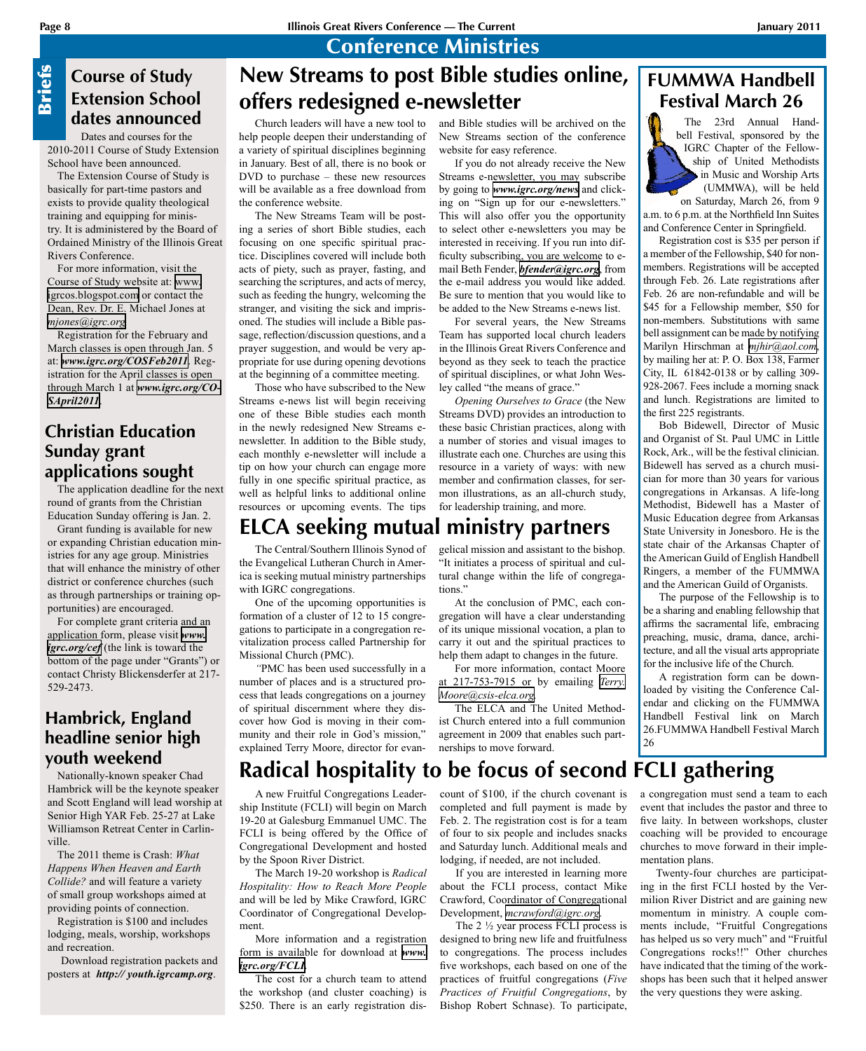# Conference Ministries

## Briefs

### Course of Study Extension School dates announced

Dates and courses for the 2010-2011 Course of Study Extension School have been announced.

The Extension Course of Study is basically for part-time pastors and exists to provide quality theological training and equipping for ministry. It is administered by the Board of Ordained Ministry of the Illinois Great Rivers Conference.

For more information, visit the Course of Study website at: www.igrcos.blogspot.com or contact the Dean, Rev. Dr. E. Michael Jones at *mjones@igrc.org*.

Registration for the February and March classes is open through Jan. 5 at: ***www.igrc.org/COSFeb2011***. Registration for the April classes is open through March 1 at ***www.igrc.org/COSApril2011***.

### Christian Education Sunday grant applications sought

The application deadline for the next round of grants from the Christian Education Sunday offering is Jan. 2.

Grant funding is available for new or expanding Christian education ministries for any age group. Ministries that will enhance the ministry of other district or conference churches (such as through partnerships or training opportunities) are encouraged.

For complete grant criteria and an application form, please visit ***www.igrc.org/cef*** (the link is toward the bottom of the page under "Grants") or contact Christy Blickensderfer at 217-529-2473.

### Hambrick, England headline senior high youth weekend

Nationally-known speaker Chad Hambrick will be the keynote speaker and Scott England will lead worship at Senior High YAR Feb. 25-27 at Lake Williamson Retreat Center in Carlinville.

The 2011 theme is Crash: *What Happens When Heaven and Earth Collide?* and will feature a variety of small group workshops aimed at providing points of connection.

Registration is $100 and includes lodging, meals, worship, workshops and recreation.

Download registration packets and posters at ***http:// youth.igrcamp.org***.

## New Streams to post Bible studies online, offers redesigned e-newsletter

Church leaders will have a new tool to help people deepen their understanding of a variety of spiritual disciplines beginning in January. Best of all, there is no book or DVD to purchase – these new resources will be available as a free download from the conference website.

The New Streams Team will be posting a series of short Bible studies, each focusing on one specific spiritual practice. Disciplines covered will include both acts of piety, such as prayer, fasting, and searching the scriptures, and acts of mercy, such as feeding the hungry, welcoming the stranger, and visiting the sick and imprisoned. The studies will include a Bible passage, reflection/discussion questions, and a prayer suggestion, and would be very appropriate for use during opening devotions at the beginning of a committee meeting.

Those who have subscribed to the New Streams e-news list will begin receiving one of these Bible studies each month in the newly redesigned New Streams e-newsletter. In addition to the Bible study, each monthly e-newsletter will include a tip on how your church can engage more fully in one specific spiritual practice, as well as helpful links to additional online resources or upcoming events. The tips and Bible studies will be archived on the New Streams section of the conference website for easy reference.

If you do not already receive the New Streams e-newsletter, you may subscribe by going to ***www.igrc.org/news*** and clicking on "Sign up for our e-newsletters." This will also offer you the opportunity to select other e-newsletters you may be interested in receiving. If you run into difficulty subscribing, you are welcome to e-mail Beth Fender, ***bfender@igrc.org***, from the e-mail address you would like added. Be sure to mention that you would like to be added to the New Streams e-news list.

For several years, the New Streams Team has supported local church leaders in the Illinois Great Rivers Conference and beyond as they seek to teach the practice of spiritual disciplines, or what John Wesley called "the means of grace."

*Opening Ourselves to Grace* (the New Streams DVD) provides an introduction to these basic Christian practices, along with a number of stories and visual images to illustrate each one. Churches are using this resource in a variety of ways: with new member and confirmation classes, for sermon illustrations, as an all-church study, for leadership training, and more.

## ELCA seeking mutual ministry partners

The Central/Southern Illinois Synod of the Evangelical Lutheran Church in America is seeking mutual ministry partnerships with IGRC congregations.

One of the upcoming opportunities is formation of a cluster of 12 to 15 congregations to participate in a congregation revitalization process called Partnership for Missional Church (PMC).

"PMC has been used successfully in a number of places and is a structured process that leads congregations on a journey of spiritual discernment where they discover how God is moving in their community and their role in God's mission," explained Terry Moore, director for evangelical mission and assistant to the bishop. "It initiates a process of spiritual and cultural change within the life of congregations."

At the conclusion of PMC, each congregation will have a clear understanding of its unique missional vocation, a plan to carry it out and the spiritual practices to help them adapt to changes in the future.

For more information, contact Moore at 217-753-7915 or by emailing *Terry.Moore@csis-elca.org*.

The ELCA and The United Methodist Church entered into a full communion agreement in 2009 that enables such partnerships to move forward.

## FUMMWA Handbell Festival March 26

The 23rd Annual Handbell Festival, sponsored by the IGRC Chapter of the Fellowship of United Methodists in Music and Worship Arts (UMMWA), will be held on Saturday, March 26, from 9 a.m. to 6 p.m. at the Northfield Inn Suites and Conference Center in Springfield.

Registration cost is $35 per person if a member of the Fellowship, $40 for non-members. Registrations will be accepted through Feb. 26. Late registrations after Feb. 26 are non-refundable and will be $45 for a Fellowship member, $50 for non-members. Substitutions with same bell assignment can be made by notifying Marilyn Hirschman at *mjhir@aol.com*, by mailing her at: P. O. Box 138, Farmer City, IL 61842-0138 or by calling 309-928-2067. Fees include a morning snack and lunch. Registrations are limited to the first 225 registrants.

Bob Bidewell, Director of Music and Organist of St. Paul UMC in Little Rock, Ark., will be the festival clinician. Bidewell has served as a church musician for more than 30 years for various congregations in Arkansas. A life-long Methodist, Bidewell has a Master of Music Education degree from Arkansas State University in Jonesboro. He is the state chair of the Arkansas Chapter of the American Guild of English Handbell Ringers, a member of the FUMMWA and the American Guild of Organists.

The purpose of the Fellowship is to be a sharing and enabling fellowship that affirms the sacramental life, embracing preaching, music, drama, dance, architecture, and all the visual arts appropriate for the inclusive life of the Church.

A registration form can be downloaded by visiting the Conference Calendar and clicking on the FUMMWA Handbell Festival link on March 26.FUMMWA Handbell Festival March 26

## Radical hospitality to be focus of second FCLI gathering

A new Fruitful Congregations Leadership Institute (FCLI) will begin on March 19-20 at Galesburg Emmanuel UMC. The FCLI is being offered by the Office of Congregational Development and hosted by the Spoon River District.

The March 19-20 workshop is *Radical Hospitality: How to Reach More People* and will be led by Mike Crawford, IGRC Coordinator of Congregational Development.

More information and a registration form is available for download at ***www.igrc.org/FCLI***.

The cost for a church team to attend the workshop (and cluster coaching) is $250. There is an early registration discount of $100, if the church covenant is completed and full payment is made by Feb. 2. The registration cost is for a team of four to six people and includes snacks and Saturday lunch. Additional meals and lodging, if needed, are not included.

If you are interested in learning more about the FCLI process, contact Mike Crawford, Coordinator of Congregational Development, *mcrawford@igrc.org*.

The 2 ½ year process FCLI process is designed to bring new life and fruitfulness to congregations. The process includes five workshops, each based on one of the practices of fruitful congregations (*Five Practices of Fruitful Congregations*, by Bishop Robert Schnase). To participate, a congregation must send a team to each event that includes the pastor and three to five laity. In between workshops, cluster coaching will be provided to encourage churches to move forward in their implementation plans.

Twenty-four churches are participating in the first FCLI hosted by the Vermilion River District and are gaining new momentum in ministry. A couple comments include, "Fruitful Congregations has helped us so very much" and "Fruitful Congregations rocks!!" Other churches have indicated that the timing of the workshops has been such that it helped answer the very questions they were asking.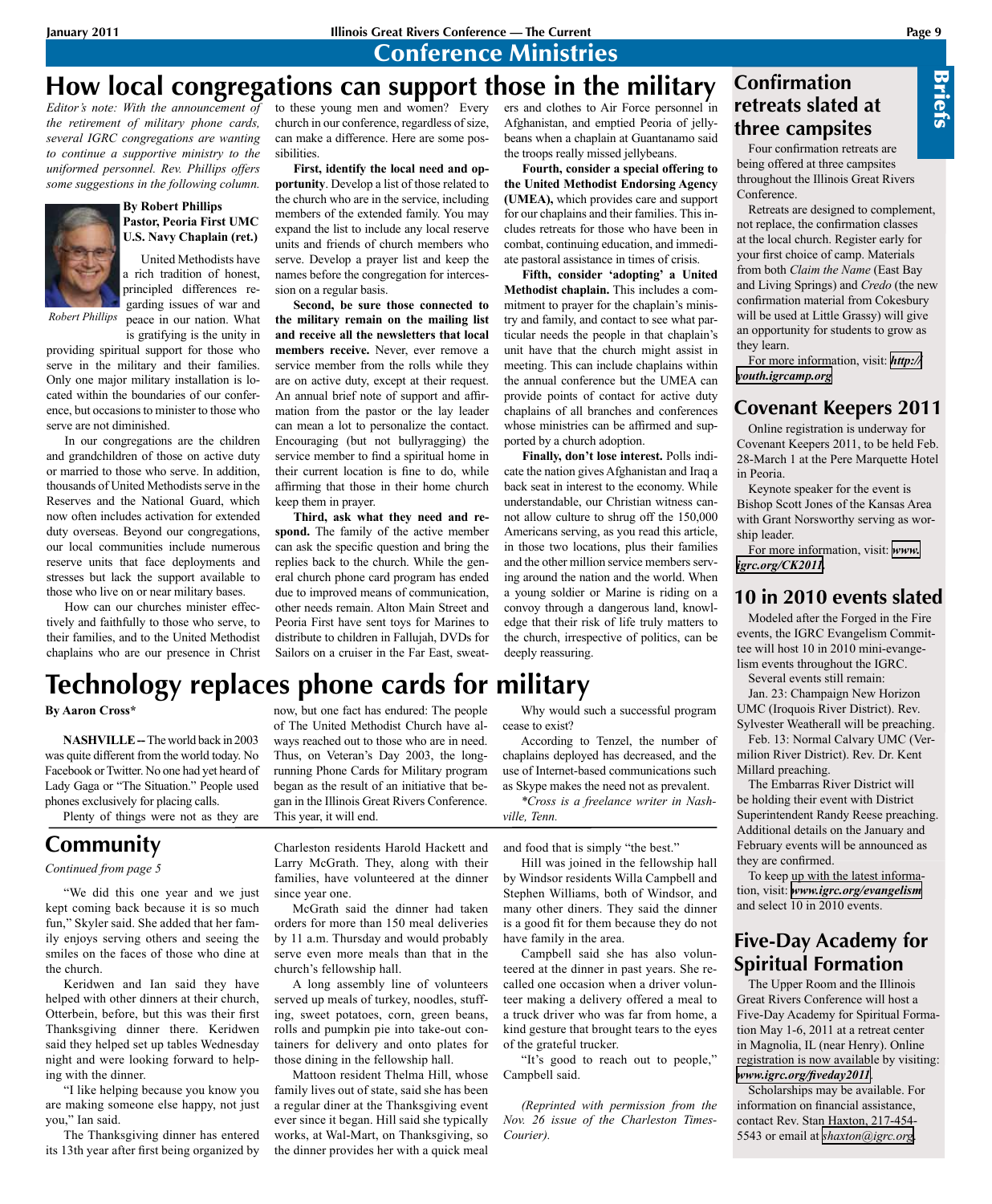# Conference Ministries

## How local congregations can support those in the military

*Editor's note: With the announcement of the retirement of military phone cards, several IGRC congregations are wanting to continue a supportive ministry to the uniformed personnel. Rev. Phillips offers some suggestions in the following column.*

**By Robert Phillips**
**Pastor, Peoria First UMC**
**U.S. Navy Chaplain (ret.)**

Robert Phillips

United Methodists have a rich tradition of honest, principled differences regarding issues of war and peace in our nation. What is gratifying is the unity in providing spiritual support for those who serve in the military and their families. Only one major military installation is located within the boundaries of our conference, but occasions to minister to those who serve are not diminished.

In our congregations are the children and grandchildren of those on active duty or married to those who serve. In addition, thousands of United Methodists serve in the Reserves and the National Guard, which now often includes activation for extended duty overseas. Beyond our congregations, our local communities include numerous reserve units that face deployments and stresses but lack the support available to those who live on or near military bases.

How can our churches minister effectively and faithfully to those who serve, to their families, and to the United Methodist chaplains who are our presence in Christ to these young men and women? Every church in our conference, regardless of size, can make a difference. Here are some possibilities.

**First, identify the local need and opportunity**. Develop a list of those related to the church who are in the service, including members of the extended family. You may expand the list to include any local reserve units and friends of church members who serve. Develop a prayer list and keep the names before the congregation for intercession on a regular basis.

**Second, be sure those connected to the military remain on the mailing list and receive all the newsletters that local members receive.** Never, ever remove a service member from the rolls while they are on active duty, except at their request. An annual brief note of support and affirmation from the pastor or the lay leader can mean a lot to personalize the contact. Encouraging (but not bullyragging) the service member to find a spiritual home in their current location is fine to do, while affirming that those in their home church keep them in prayer.

**Third, ask what they need and respond.** The family of the active member can ask the specific question and bring the replies back to the church. While the general church phone card program has ended due to improved means of communication, other needs remain. Alton Main Street and Peoria First have sent toys for Marines to distribute to children in Fallujah, DVDs for Sailors on a cruiser in the Far East, sweaters and clothes to Air Force personnel in Afghanistan, and emptied Peoria of jellybeans when a chaplain at Guantanamo said the troops really missed jellybeans.

**Fourth, consider a special offering to the United Methodist Endorsing Agency (UMEA),** which provides care and support for our chaplains and their families. This includes retreats for those who have been in combat, continuing education, and immediate pastoral assistance in times of crisis.

**Fifth, consider 'adopting' a United Methodist chaplain.** This includes a commitment to prayer for the chaplain's ministry and family, and contact to see what particular needs the people in that chaplain's unit have that the church might assist in meeting. This can include chaplains within the annual conference but the UMEA can provide points of contact for active duty chaplains of all branches and conferences whose ministries can be affirmed and supported by a church adoption.

**Finally, don't lose interest.** Polls indicate the nation gives Afghanistan and Iraq a back seat in interest to the economy. While understandable, our Christian witness cannot allow culture to shrug off the 150,000 Americans serving, as you read this article, in those two locations, plus their families and the other million service members serving around the nation and the world. When a young soldier or Marine is riding on a convoy through a dangerous land, knowledge that their risk of life truly matters to the church, irrespective of politics, can be deeply reassuring.

## Technology replaces phone cards for military

**By Aaron Cross***

**NASHVILLE --** The world back in 2003 was quite different from the world today. No Facebook or Twitter. No one had yet heard of Lady Gaga or "The Situation." People used phones exclusively for placing calls.

Plenty of things were not as they are now, but one fact has endured: The people of The United Methodist Church have always reached out to those who are in need. Thus, on Veteran's Day 2003, the long-running Phone Cards for Military program began as the result of an initiative that began in the Illinois Great Rivers Conference. This year, it will end.

Why would such a successful program cease to exist?

According to Tenzel, the number of chaplains deployed has decreased, and the use of Internet-based communications such as Skype makes the need not as prevalent.

*\*Cross is a freelance writer in Nashville, Tenn.*

## Community

*Continued from page 5*

"We did this one year and we just kept coming back because it is so much fun," Skyler said. She added that her family enjoys serving others and seeing the smiles on the faces of those who dine at the church.

Keridwen and Ian said they have helped with other dinners at their church, Otterbein, before, but this was their first Thanksgiving dinner there. Keridwen said they helped set up tables Wednesday night and were looking forward to helping with the dinner.

"I like helping because you know you are making someone else happy, not just you," Ian said.

The Thanksgiving dinner has entered its 13th year after first being organized by Charleston residents Harold Hackett and Larry McGrath. They, along with their families, have volunteered at the dinner since year one.

McGrath said the dinner had taken orders for more than 150 meal deliveries by 11 a.m. Thursday and would probably serve even more meals than that in the church's fellowship hall.

A long assembly line of volunteers served up meals of turkey, noodles, stuffing, sweet potatoes, corn, green beans, rolls and pumpkin pie into take-out containers for delivery and onto plates for those dining in the fellowship hall.

Mattoon resident Thelma Hill, whose family lives out of state, said she has been a regular diner at the Thanksgiving event ever since it began. Hill said she typically works, at Wal-Mart, on Thanksgiving, so the dinner provides her with a quick meal and food that is simply "the best."

Hill was joined in the fellowship hall by Windsor residents Willa Campbell and Stephen Williams, both of Windsor, and many other diners. They said the dinner is a good fit for them because they do not have family in the area.

Campbell said she has also volunteered at the dinner in past years. She recalled one occasion when a driver volunteer making a delivery offered a meal to a truck driver who was far from home, a kind gesture that brought tears to the eyes of the grateful trucker.

"It's good to reach out to people," Campbell said.

*(Reprinted with permission from the Nov. 26 issue of the Charleston Times-Courier).*

# Briefs

## Confirmation retreats slated at three campsites

Four confirmation retreats are being offered at three campsites throughout the Illinois Great Rivers Conference.

Retreats are designed to complement, not replace, the confirmation classes at the local church. Register early for your first choice of camp. Materials from both *Claim the Name* (East Bay and Living Springs) and *Credo* (the new confirmation material from Cokesbury will be used at Little Grassy) will give an opportunity for students to grow as they learn.

For more information, visit: http://youth.igrcamp.org

## Covenant Keepers 2011

Online registration is underway for Covenant Keepers 2011, to be held Feb. 28-March 1 at the Pere Marquette Hotel in Peoria.

Keynote speaker for the event is Bishop Scott Jones of the Kansas Area with Grant Norsworthy serving as worship leader.

For more information, visit: www.igrc.org/CK2011.

## 10 in 2010 events slated

Modeled after the Forged in the Fire events, the IGRC Evangelism Committee will host 10 in 2010 mini-evangelism events throughout the IGRC.

Several events still remain:

Jan. 23: Champaign New Horizon UMC (Iroquois River District). Rev. Sylvester Weatherall will be preaching.

Feb. 13: Normal Calvary UMC (Vermilion River District). Rev. Dr. Kent Millard preaching.

The Embarras River District will be holding their event with District Superintendent Randy Reese preaching. Additional details on the January and February events will be announced as they are confirmed.

To keep up with the latest information, visit: www.igrc.org/evangelism and select 10 in 2010 events.

## Five-Day Academy for Spiritual Formation

The Upper Room and the Illinois Great Rivers Conference will host a Five-Day Academy for Spiritual Formation May 1-6, 2011 at a retreat center in Magnolia, IL (near Henry). Online registration is now available by visiting: www.igrc.org/fiveday2011.

Scholarships may be available. For information on financial assistance, contact Rev. Stan Haxton, 217-454-5543 or email at shaxton@igrc.org.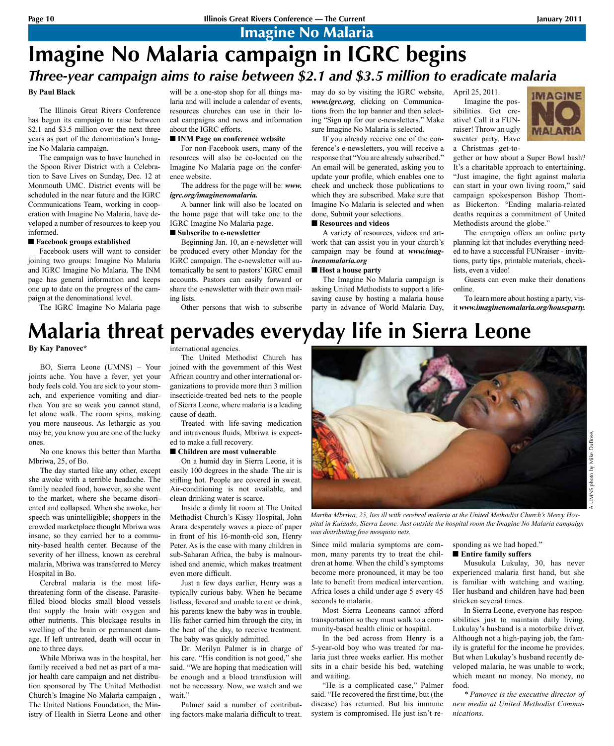# Imagine No Malaria

# Imagine No Malaria campaign in IGRC begins

## *Three-year campaign aims to raise between $2.1 and $3.5 million to eradicate malaria*

**By Paul Black**

The Illinois Great Rivers Conference has begun its campaign to raise between $2.1 and $3.5 million over the next three years as part of the denomination's Imagine No Malaria campaign.

The campaign was to have launched in the Spoon River District with a Celebration to Save Lives on Sunday, Dec. 12 at Monmouth UMC. District events will be scheduled in the near future and the IGRC Communications Team, working in cooperation with Imagine No Malaria, have developed a number of resources to keep you informed.

**■ Facebook groups established**

Facebook users will want to consider joining two groups: Imagine No Malaria and IGRC Imagine No Malaria. The INM page has general information and keeps one up to date on the progress of the campaign at the denominational level.

The IGRC Imagine No Malaria page will be a one-stop shop for all things malaria and will include a calendar of events, resources churches can use in their local campaigns and news and information about the IGRC efforts.

**■ INM Page on conference website**

For non-Facebook users, many of the resources will also be co-located on the Imagine No Malaria page on the conference website.

The address for the page will be: ***www.igrc.org/imaginenomalaria.***

A banner link will also be located on the home page that will take one to the IGRC Imagine No Malaria page.

**■ Subscribe to e-newsletter**

Beginning Jan. 10, an e-newsletter will be produced every other Monday for the IGRC campaign. The e-newsletter will automatically be sent to pastors' IGRC email accounts. Pastors can easily forward or share the e-newsletter with their own mailing lists.

Other persons that wish to subscribe may do so by visiting the IGRC website, ***www.igrc.org***, clicking on Communications from the top banner and then selecting "Sign up for our e-newsletters." Make sure Imagine No Malaria is selected.

If you already receive one of the conference's e-newsletters, you will receive a response that "You are already subscribed." An email will be generated, asking you to update your profile, which enables one to check and uncheck those publications to which they are subscribed. Make sure that Imagine No Malaria is selected and when done, Submit your selections.

**■ Resources and videos**

A variety of resources, videos and artwork that can assist you in your church's campaign may be found at ***www.imaginenomalaria.org***

**■ Host a house party**

The Imagine No Malaria campaign is asking United Methodists to support a lifesaving cause by hosting a malaria house party in advance of World Malaria Day, April 25, 2011.

Imagine the possibilities. Get creative! Call it a FUNraiser! Throw an ugly sweater party. Have a Christmas get-together or how about a Super Bowl bash? It's a charitable approach to entertaining. "Just imagine, the fight against malaria can start in your own living room," said campaign spokesperson Bishop Thomas Bickerton. °Ending malaria-related deaths requires a commitment of United Methodists around the globe."

The campaign offers an online party planning kit that includes everything needed to have a successful FUNraiser - invitations, party tips, printable materials, checklists, even a video!

Guests can even make their donations online.

To learn more about hosting a party, visit ***www.imaginenomalaria.org/houseparty.***

# Malaria threat pervades everyday life in Sierra Leone

**By Kay Panovec***

BO, Sierra Leone (UMNS) – Your joints ache. You have a fever, yet your body feels cold. You are sick to your stomach, and experience vomiting and diarrhea. You are so weak you cannot stand, let alone walk. The room spins, making you more nauseous. As lethargic as you may be, you know you are one of the lucky ones.

No one knows this better than Martha Mbriwa, 25, of Bo.

The day started like any other, except she awoke with a terrible headache. The family needed food, however, so she went to the market, where she became disoriented and collapsed. When she awoke, her speech was unintelligible; shoppers in the crowded marketplace thought Mbriwa was insane, so they carried her to a community-based health center. Because of the severity of her illness, known as cerebral malaria, Mbriwa was transferred to Mercy Hospital in Bo.

Cerebral malaria is the most life-threatening form of the disease. Parasite-filled blood blocks small blood vessels that supply the brain with oxygen and other nutrients. This blockage results in swelling of the brain or permanent damage. If left untreated, death will occur in one to three days.

While Mbriwa was in the hospital, her family received a bed net as part of a major health care campaign and net distribution sponsored by The United Methodist Church's Imagine No Malaria campaign , The United Nations Foundation, the Ministry of Health in Sierra Leone and other international agencies.

The United Methodist Church has joined with the government of this West African country and other international organizations to provide more than 3 million insecticide-treated bed nets to the people of Sierra Leone, where malaria is a leading cause of death.

Treated with life-saving medication and intravenous fluids, Mbriwa is expected to make a full recovery.

**■ Children are most vulnerable**

On a humid day in Sierra Leone, it is easily 100 degrees in the shade. The air is stifling hot. People are covered in sweat. Air-conditioning is not available, and clean drinking water is scarce.

Inside a dimly lit room at The United Methodist Church's Kissy Hospital, John Arara desperately waves a piece of paper in front of his 16-month-old son, Henry Peter. As is the case with many children in sub-Saharan Africa, the baby is malnourished and anemic, which makes treatment even more difficult.

Just a few days earlier, Henry was a typically curious baby. When he became listless, fevered and unable to eat or drink, his parents knew the baby was in trouble. His father carried him through the city, in the heat of the day, to receive treatment. The baby was quickly admitted.

Dr. Merilyn Palmer is in charge of his care. "His condition is not good," she said. "We are hoping that medication will be enough and a blood transfusion will not be necessary. Now, we watch and we wait."

Palmer said a number of contributing factors make malaria difficult to treat. Since mild malaria symptoms are common, many parents try to treat the children at home. When the child's symptoms become more pronounced, it may be too late to benefit from medical intervention. Africa loses a child under age 5 every 45 seconds to malaria.

Most Sierra Leoneans cannot afford transportation so they must walk to a community-based health clinic or hospital.

In the bed across from Henry is a 5-year-old boy who was treated for malaria just three weeks earlier. His mother sits in a chair beside his bed, watching and waiting.

"He is a complicated case," Palmer said. "He recovered the first time, but (the disease) has returned. But his immune system is compromised. He just isn't responding as we had hoped."

*Martha Mbriwa, 25, lies ill with cerebral malaria at the United Methodist Church's Mercy Hospital in Kulando, Sierra Leone. Just outside the hospital room the Imagine No Malaria campaign was distributing free mosquito nets.*

A UMNS photo by Mike DuBose.

**■ Entire family suffers**

Musukula Lukulay, 30, has never experienced malaria first hand, but she is familiar with watching and waiting. Her husband and children have had been stricken several times.

In Sierra Leone, everyone has responsibilities just to maintain daily living. Lukulay's husband is a motorbike driver. Although not a high-paying job, the family is grateful for the income he provides. But when Lukulay's husband recently developed malaria, he was unable to work, which meant no money. No money, no food.

*\* Panovec is the executive director of new media at United Methodist Communications.*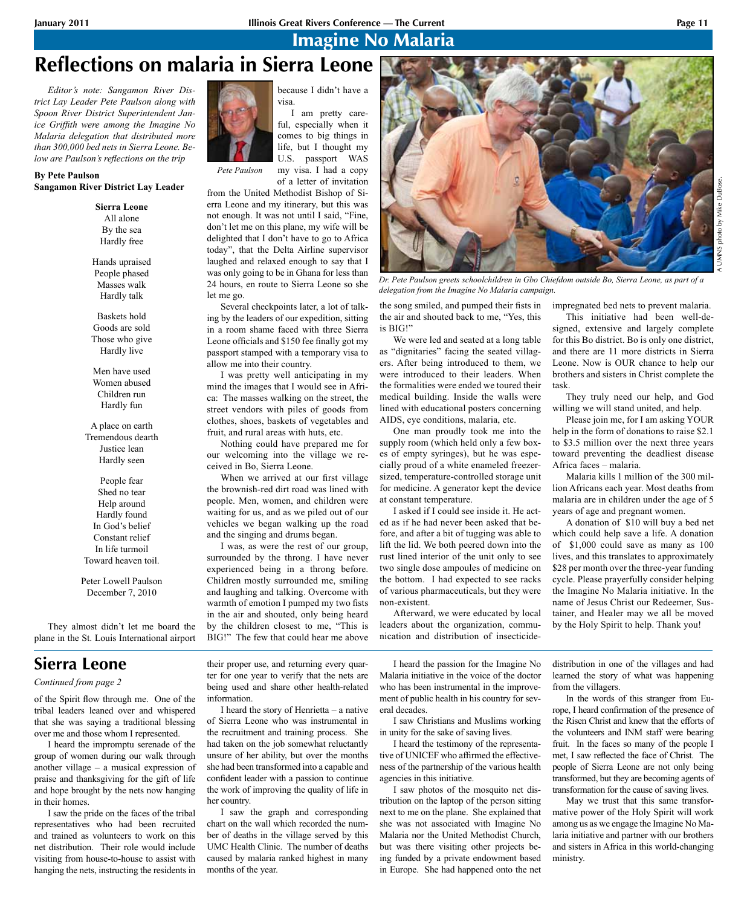## Imagine No Malaria

# Reflections on malaria in Sierra Leone

*Editor's note: Sangamon River District Lay Leader Pete Paulson along with Spoon River District Superintendent Janice Griffith were among the Imagine No Malaria delegation that distributed more than 300,000 bed nets in Sierra Leone. Below are Paulson's reflections on the trip*

**By Pete Paulson**
**Sangamon River District Lay Leader**

**Sierra Leone**
All alone
By the sea
Hardly free

Hands upraised
People phased
Masses walk
Hardly talk

Baskets hold
Goods are sold
Those who give
Hardly live

Men have used
Women abused
Children run
Hardly fun

A place on earth
Tremendous dearth
Justice lean
Hardly seen

People fear
Shed no tear
Help around
Hardly found
In God's belief
Constant relief
In life turmoil
Toward heaven toil.

Peter Lowell Paulson
December 7, 2010

They almost didn't let me board the plane in the St. Louis International airport because I didn't have a visa.

*Pete Paulson*

I am pretty careful, especially when it comes to big things in life, but I thought my U.S. passport WAS my visa. I had a copy of a letter of invitation from the United Methodist Bishop of Sierra Leone and my itinerary, but this was not enough. It was not until I said, "Fine, don't let me on this plane, my wife will be delighted that I don't have to go to Africa today", that the Delta Airline supervisor laughed and relaxed enough to say that I was only going to be in Ghana for less than 24 hours, en route to Sierra Leone so she let me go.

Several checkpoints later, a lot of talking by the leaders of our expedition, sitting in a room shame faced with three Sierra Leone officials and $150 fee finally got my passport stamped with a temporary visa to allow me into their country.

I was pretty well anticipating in my mind the images that I would see in Africa: The masses walking on the street, the street vendors with piles of goods from clothes, shoes, baskets of vegetables and fruit, and rural areas with huts, etc.

Nothing could have prepared me for our welcoming into the village we received in Bo, Sierra Leone.

When we arrived at our first village the brownish-red dirt road was lined with people. Men, women, and children were waiting for us, and as we piled out of our vehicles we began walking up the road and the singing and drums began.

I was, as were the rest of our group, surrounded by the throng. I have never experienced being in a throng before. Children mostly surrounded me, smiling and laughing and talking. Overcome with warmth of emotion I pumped my two fists in the air and shouted, only being heard by the children closest to me, "This is BIG!" The few that could hear me above the song smiled, and pumped their fists in the air and shouted back to me, "Yes, this is BIG!"

A UMNS photo by Mike DuBose.

*Dr. Pete Paulson greets schoolchildren in Gbo Chiefdom outside Bo, Sierra Leone, as part of a delegation from the Imagine No Malaria campaign.*

We were led and seated at a long table as "dignitaries" facing the seated villagers. After being introduced to them, we were introduced to their leaders. When the formalities were ended we toured their medical building. Inside the walls were lined with educational posters concerning AIDS, eye conditions, malaria, etc.

One man proudly took me into the supply room (which held only a few boxes of empty syringes), but he was especially proud of a white enameled freezer-sized, temperature-controlled storage unit for medicine. A generator kept the device at constant temperature.

I asked if I could see inside it. He acted as if he had never been asked that before, and after a bit of tugging was able to lift the lid. We both peered down into the rust lined interior of the unit only to see two single dose ampoules of medicine on the bottom. I had expected to see racks of various pharmaceuticals, but they were non-existent.

Afterward, we were educated by local leaders about the organization, communication and distribution of insecticide-impregnated bed nets to prevent malaria.

This initiative had been well-designed, extensive and largely complete for this Bo district. Bo is only one district, and there are 11 more districts in Sierra Leone. Now is OUR chance to help our brothers and sisters in Christ complete the task.

They truly need our help, and God willing we will stand united, and help.

Please join me, for I am asking YOUR help in the form of donations to raise $2.1 to $3.5 million over the next three years toward preventing the deadliest disease Africa faces – malaria.

Malaria kills 1 million of the 300 million Africans each year. Most deaths from malaria are in children under the age of 5 years of age and pregnant women.

A donation of $10 will buy a bed net which could help save a life. A donation of $1,000 could save as many as 100 lives, and this translates to approximately $28 per month over the three-year funding cycle. Please prayerfully consider helping the Imagine No Malaria initiative. In the name of Jesus Christ our Redeemer, Sustainer, and Healer may we all be moved by the Holy Spirit to help. Thank you!

---

# Sierra Leone

*Continued from page 2*

of the Spirit flow through me. One of the tribal leaders leaned over and whispered that she was saying a traditional blessing over me and those whom I represented.

I heard the impromptu serenade of the group of women during our walk through another village – a musical expression of praise and thanksgiving for the gift of life and hope brought by the nets now hanging in their homes.

I saw the pride on the faces of the tribal representatives who had been recruited and trained as volunteers to work on this net distribution. Their role would include visiting from house-to-house to assist with hanging the nets, instructing the residents in their proper use, and returning every quarter for one year to verify that the nets are being used and share other health-related information.

I heard the story of Henrietta – a native of Sierra Leone who was instrumental in the recruitment and training process. She had taken on the job somewhat reluctantly unsure of her ability, but over the months she had been transformed into a capable and confident leader with a passion to continue the work of improving the quality of life in her country.

I saw the graph and corresponding chart on the wall which recorded the number of deaths in the village served by this UMC Health Clinic. The number of deaths caused by malaria ranked highest in many months of the year.

I heard the passion for the Imagine No Malaria initiative in the voice of the doctor who has been instrumental in the improvement of public health in his country for several decades.

I saw Christians and Muslims working in unity for the sake of saving lives.

I heard the testimony of the representative of UNICEF who affirmed the effectiveness of the partnership of the various health agencies in this initiative.

I saw photos of the mosquito net distribution on the laptop of the person sitting next to me on the plane. She explained that she was not associated with Imagine No Malaria nor the United Methodist Church, but was there visiting other projects being funded by a private endowment based in Europe. She had happened onto the net distribution in one of the villages and had learned the story of what was happening from the villagers.

In the words of this stranger from Europe, I heard confirmation of the presence of the Risen Christ and knew that the efforts of the volunteers and INM staff were bearing fruit. In the faces so many of the people I met, I saw reflected the face of Christ. The people of Sierra Leone are not only being transformed, but they are becoming agents of transformation for the cause of saving lives.

May we trust that this same transformative power of the Holy Spirit will work among us as we engage the Imagine No Malaria initiative and partner with our brothers and sisters in Africa in this world-changing ministry.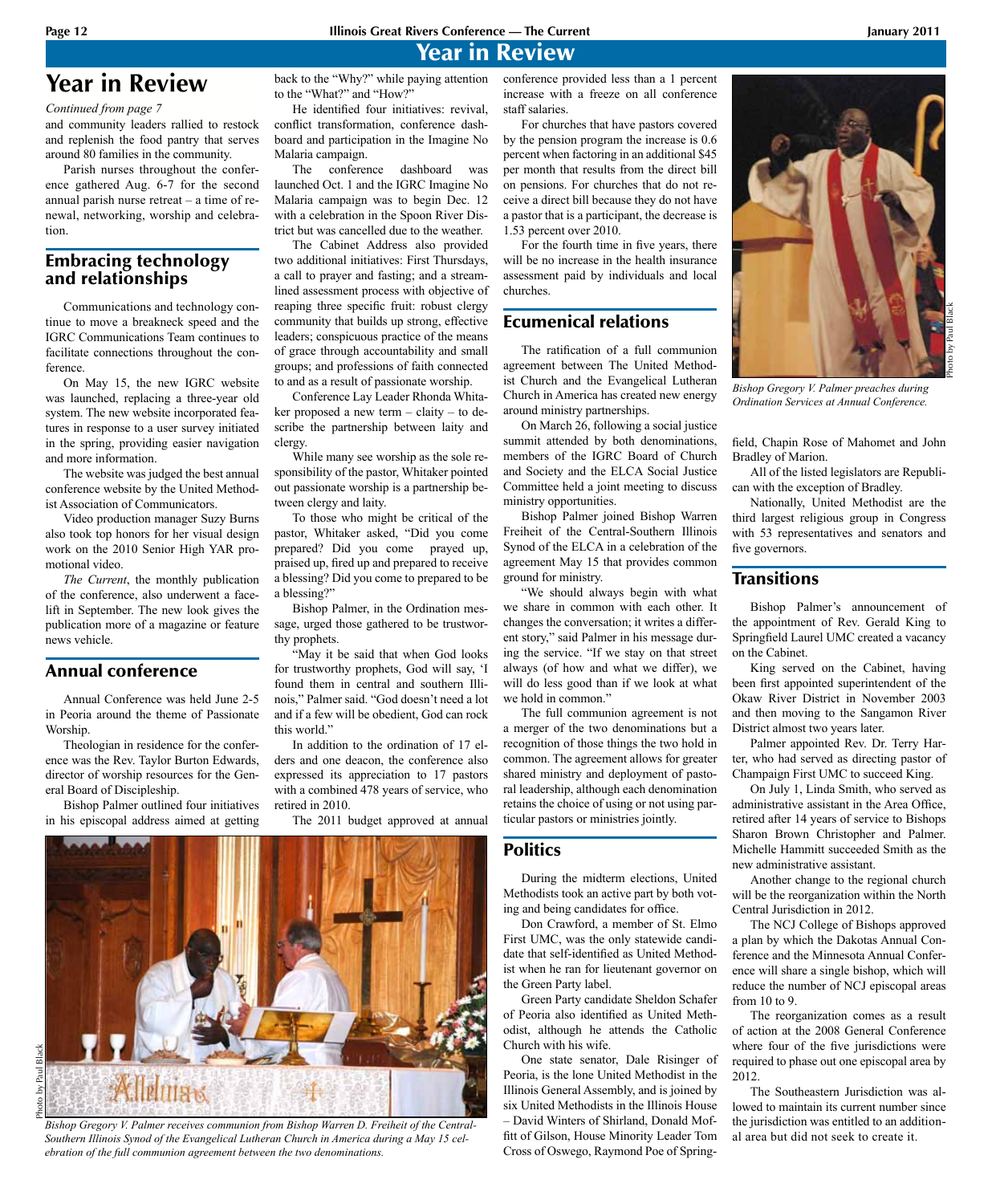# Year in Review

*Continued from page 7*

and community leaders rallied to restock and replenish the food pantry that serves around 80 families in the community.

Parish nurses throughout the conference gathered Aug. 6-7 for the second annual parish nurse retreat – a time of renewal, networking, worship and celebration.

## Embracing technology and relationships

Communications and technology continue to move a breakneck speed and the IGRC Communications Team continues to facilitate connections throughout the conference.

On May 15, the new IGRC website was launched, replacing a three-year old system. The new website incorporated features in response to a user survey initiated in the spring, providing easier navigation and more information.

The website was judged the best annual conference website by the United Methodist Association of Communicators.

Video production manager Suzy Burns also took top honors for her visual design work on the 2010 Senior High YAR promotional video.

*The Current*, the monthly publication of the conference, also underwent a facelift in September. The new look gives the publication more of a magazine or feature news vehicle.

## Annual conference

Annual Conference was held June 2-5 in Peoria around the theme of Passionate Worship.

Theologian in residence for the conference was the Rev. Taylor Burton Edwards, director of worship resources for the General Board of Discipleship.

Bishop Palmer outlined four initiatives in his episcopal address aimed at getting back to the "Why?" while paying attention to the "What?" and "How?"

He identified four initiatives: revival, conflict transformation, conference dashboard and participation in the Imagine No Malaria campaign.

The conference dashboard was launched Oct. 1 and the IGRC Imagine No Malaria campaign was to begin Dec. 12 with a celebration in the Spoon River District but was cancelled due to the weather.

The Cabinet Address also provided two additional initiatives: First Thursdays, a call to prayer and fasting; and a streamlined assessment process with objective of reaping three specific fruit: robust clergy community that builds up strong, effective leaders; conspicuous practice of the means of grace through accountability and small groups; and professions of faith connected to and as a result of passionate worship.

Conference Lay Leader Rhonda Whitaker proposed a new term – claity – to describe the partnership between laity and clergy.

While many see worship as the sole responsibility of the pastor, Whitaker pointed out passionate worship is a partnership between clergy and laity.

To those who might be critical of the pastor, Whitaker asked, "Did you come prepared? Did you come prayed up, praised up, fired up and prepared to receive a blessing? Did you come to prepared to be a blessing?"

Bishop Palmer, in the Ordination message, urged those gathered to be trustworthy prophets.

"May it be said that when God looks for trustworthy prophets, God will say, 'I found them in central and southern Illinois," Palmer said. "God doesn't need a lot and if a few will be obedient, God can rock this world."

In addition to the ordination of 17 elders and one deacon, the conference also expressed its appreciation to 17 pastors with a combined 478 years of service, who retired in 2010.

The 2011 budget approved at annual conference provided less than a 1 percent increase with a freeze on all conference staff salaries.

For churches that have pastors covered by the pension program the increase is 0.6 percent when factoring in an additional $45 per month that results from the direct bill on pensions. For churches that do not receive a direct bill because they do not have a pastor that is a participant, the decrease is 1.53 percent over 2010.

For the fourth time in five years, there will be no increase in the health insurance assessment paid by individuals and local churches.

Photo by Paul Black

*Bishop Gregory V. Palmer receives communion from Bishop Warren D. Freiheit of the Central-Southern Illinois Synod of the Evangelical Lutheran Church in America during a May 15 celebration of the full communion agreement between the two denominations.*

## Ecumenical relations

The ratification of a full communion agreement between The United Methodist Church and the Evangelical Lutheran Church in America has created new energy around ministry partnerships.

On March 26, following a social justice summit attended by both denominations, members of the IGRC Board of Church and Society and the ELCA Social Justice Committee held a joint meeting to discuss ministry opportunities.

Bishop Palmer joined Bishop Warren Freiheit of the Central-Southern Illinois Synod of the ELCA in a celebration of the agreement May 15 that provides common ground for ministry.

"We should always begin with what we share in common with each other. It changes the conversation; it writes a different story," said Palmer in his message during the service. "If we stay on that street always (of how and what we differ), we will do less good than if we look at what we hold in common."

The full communion agreement is not a merger of the two denominations but a recognition of those things the two hold in common. The agreement allows for greater shared ministry and deployment of pastoral leadership, although each denomination retains the choice of using or not using particular pastors or ministries jointly.

## Politics

During the midterm elections, United Methodists took an active part by both voting and being candidates for office.

Don Crawford, a member of St. Elmo First UMC, was the only statewide candidate that self-identified as United Methodist when he ran for lieutenant governor on the Green Party label.

Green Party candidate Sheldon Schafer of Peoria also identified as United Methodist, although he attends the Catholic Church with his wife.

One state senator, Dale Risinger of Peoria, is the lone United Methodist in the Illinois General Assembly, and is joined by six United Methodists in the Illinois House – David Winters of Shirland, Donald Moffitt of Gilson, House Minority Leader Tom Cross of Oswego, Raymond Poe of Springfield, Chapin Rose of Mahomet and John Bradley of Marion.

All of the listed legislators are Republican with the exception of Bradley.

Nationally, United Methodist are the third largest religious group in Congress with 53 representatives and senators and five governors.

Photo by Paul Black

*Bishop Gregory V. Palmer preaches during Ordination Services at Annual Conference.*

## Transitions

Bishop Palmer's announcement of the appointment of Rev. Gerald King to Springfield Laurel UMC created a vacancy on the Cabinet.

King served on the Cabinet, having been first appointed superintendent of the Okaw River District in November 2003 and then moving to the Sangamon River District almost two years later.

Palmer appointed Rev. Dr. Terry Harter, who had served as directing pastor of Champaign First UMC to succeed King.

On July 1, Linda Smith, who served as administrative assistant in the Area Office, retired after 14 years of service to Bishops Sharon Brown Christopher and Palmer. Michelle Hammitt succeeded Smith as the new administrative assistant.

Another change to the regional church will be the reorganization within the North Central Jurisdiction in 2012.

The NCJ College of Bishops approved a plan by which the Dakotas Annual Conference and the Minnesota Annual Conference will share a single bishop, which will reduce the number of NCJ episcopal areas from 10 to 9.

The reorganization comes as a result of action at the 2008 General Conference where four of the five jurisdictions were required to phase out one episcopal area by 2012.

The Southeastern Jurisdiction was allowed to maintain its current number since the jurisdiction was entitled to an additional area but did not seek to create it.